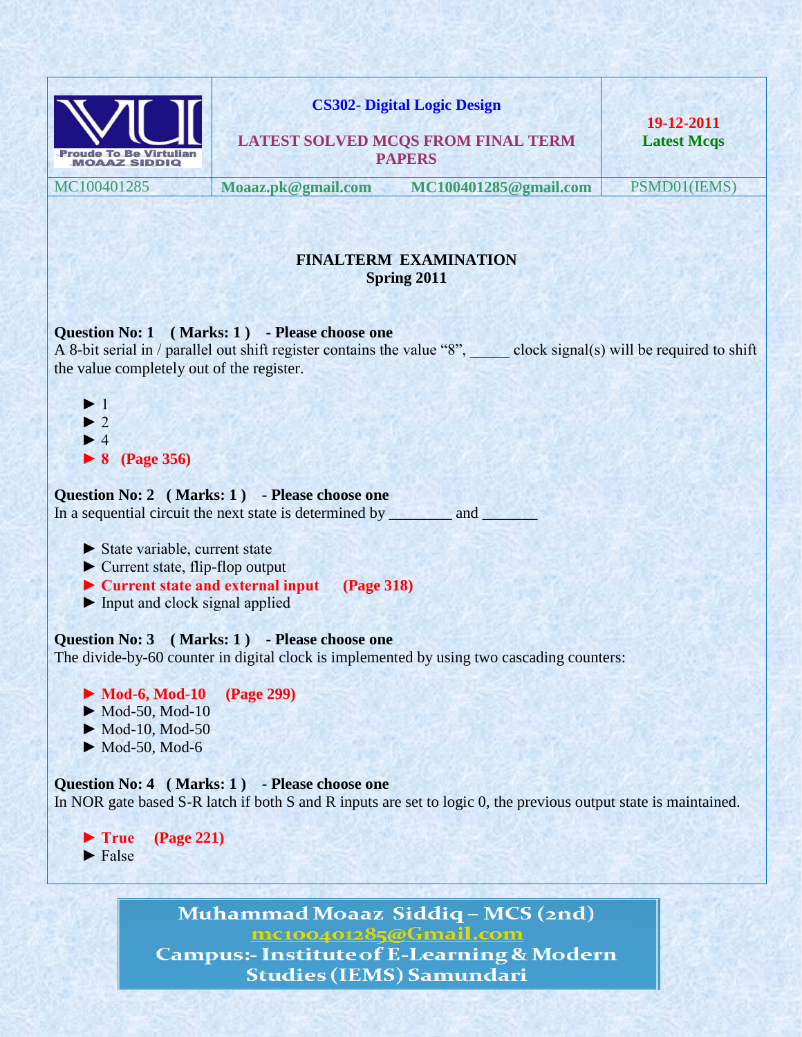| | CS302- Digital Logic Design<br><br>LATEST SOLVED MCQS FROM FINAL TERM PAPERS | 19-12-2011<br>Latest Mcqs |
|---|---|---|
| MC100401285 | Moaaz.pk@gmail.com MC100401285@gmail.com | PSMD01(IEMS) |

## FINALTERM EXAMINATION
## Spring 2011

**Question No: 1 ( Marks: 1 ) - Please choose one**

A 8-bit serial in / parallel out shift register contains the value "8", _____ clock signal(s) will be required to shift the value completely out of the register.

- ► 1
- ► 2
- ► 4
- ► **8 (Page 356)**

**Question No: 2 ( Marks: 1 ) - Please choose one**

In a sequential circuit the next state is determined by ________ and _______

- ► State variable, current state
- ► Current state, flip-flop output
- ► **Current state and external input (Page 318)**
- ► Input and clock signal applied

**Question No: 3 ( Marks: 1 ) - Please choose one**

The divide-by-60 counter in digital clock is implemented by using two cascading counters:

- ► **Mod-6, Mod-10 (Page 299)**
- ► Mod-50, Mod-10
- ► Mod-10, Mod-50
- ► Mod-50, Mod-6

**Question No: 4 ( Marks: 1 ) - Please choose one**

In NOR gate based S-R latch if both S and R inputs are set to logic 0, the previous output state is maintained.

- ► **True (Page 221)**
- ► False

Muhammad Moaaz Siddiq – MCS (2nd)
mc100401285@Gmail.com
Campus:- Institute of E-Learning & Modern Studies (IEMS) Samundari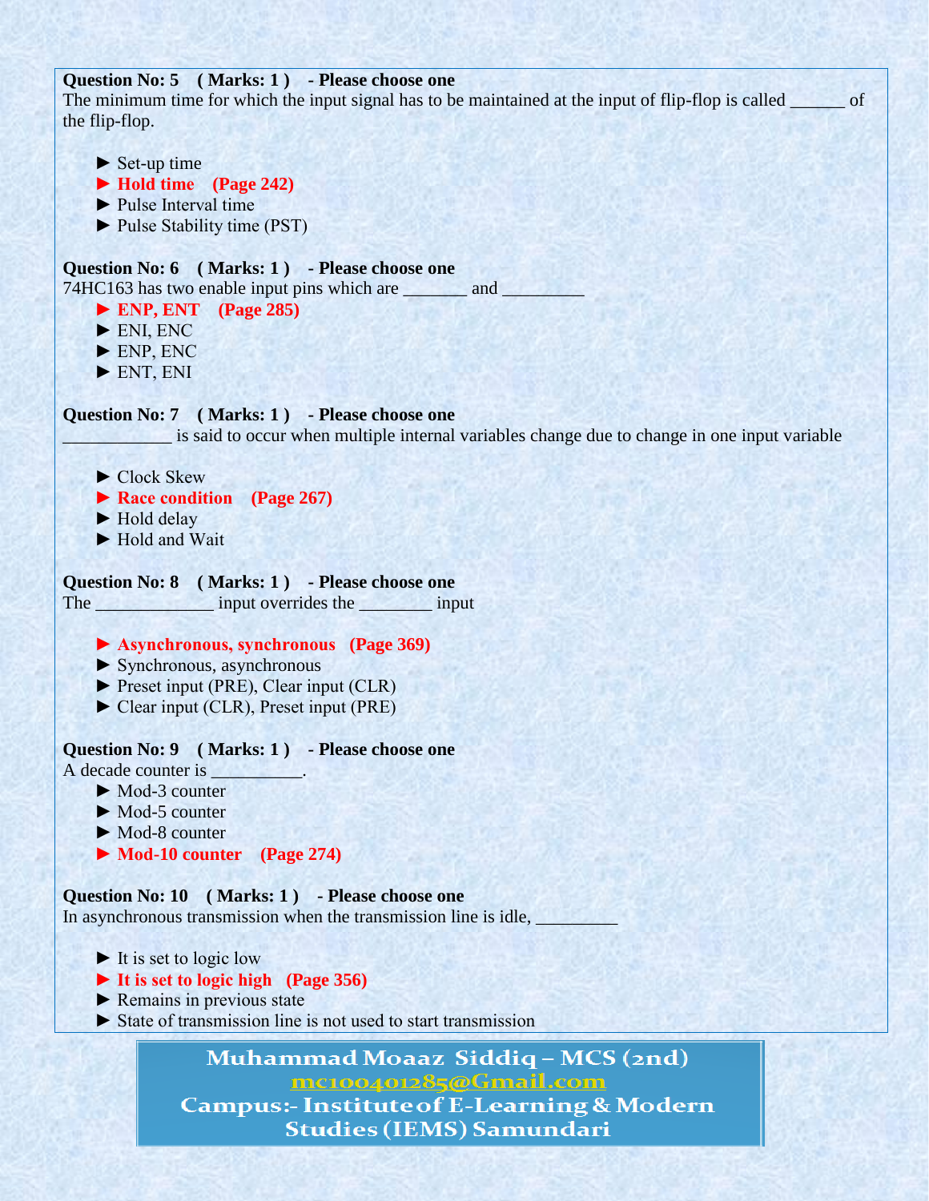**Question No: 5 ( Marks: 1 ) - Please choose one**
The minimum time for which the input signal has to be maintained at the input of flip-flop is called ______ of the flip-flop.

- ► Set-up time
- ► **Hold time (Page 242)**
- ► Pulse Interval time
- ► Pulse Stability time (PST)

**Question No: 6 ( Marks: 1 ) - Please choose one**
74HC163 has two enable input pins which are _______ and _________

- ► **ENP, ENT (Page 285)**
- ► ENI, ENC
- ► ENP, ENC
- ► ENT, ENI

**Question No: 7 ( Marks: 1 ) - Please choose one**
____________ is said to occur when multiple internal variables change due to change in one input variable

- ► Clock Skew
- ► **Race condition (Page 267)**
- ► Hold delay
- ► Hold and Wait

**Question No: 8 ( Marks: 1 ) - Please choose one**
The _____________ input overrides the ________ input

- ► **Asynchronous, synchronous (Page 369)**
- ► Synchronous, asynchronous
- ► Preset input (PRE), Clear input (CLR)
- ► Clear input (CLR), Preset input (PRE)

**Question No: 9 ( Marks: 1 ) - Please choose one**
A decade counter is __________.

- ► Mod-3 counter
- ► Mod-5 counter
- ► Mod-8 counter
- ► **Mod-10 counter (Page 274)**

**Question No: 10 ( Marks: 1 ) - Please choose one**
In asynchronous transmission when the transmission line is idle, _________

- ► It is set to logic low
- ► **It is set to logic high (Page 356)**
- ► Remains in previous state
- ► State of transmission line is not used to start transmission

**Muhammad Moaaz Siddiq – MCS (2nd)**
**mc100401285@Gmail.com**
**Campus:- Institute of E-Learning & Modern Studies (IEMS) Samundari**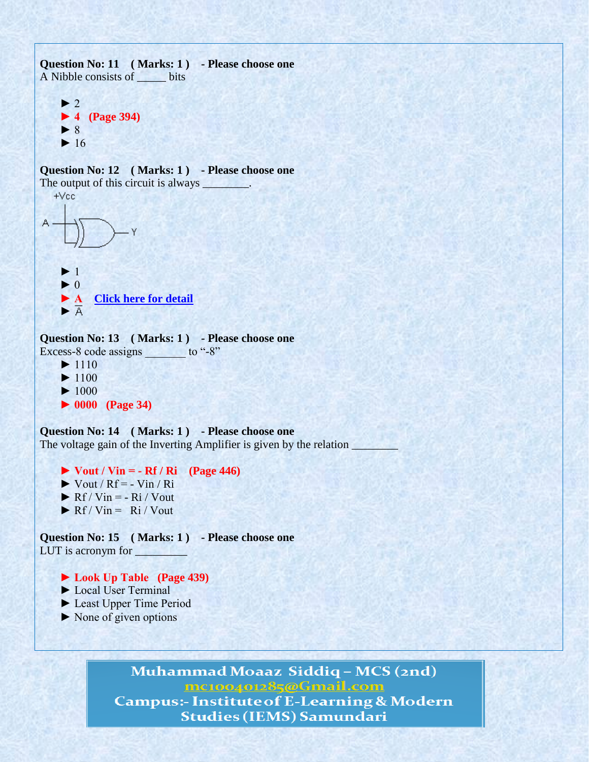**Question No: 11 ( Marks: 1 ) - Please choose one**
A Nibble consists of _____ bits

- ► 2
- ► **4 (Page 394)**
- ► 8
- ► 16

**Question No: 12 ( Marks: 1 ) - Please choose one**
The output of this circuit is always ________.

- ► 1
- ► 0
- ► **A** Click here for detail
- ► $\overline{A}$

**Question No: 13 ( Marks: 1 ) - Please choose one**
Excess-8 code assigns _______ to "-8"

- ► 1110
- ► 1100
- ► 1000
- ► **0000 (Page 34)**

**Question No: 14 ( Marks: 1 ) - Please choose one**
The voltage gain of the Inverting Amplifier is given by the relation ________

- ► **Vout / Vin = - Rf / Ri (Page 446)**
- ► Vout / Rf = - Vin / Ri
- ► Rf / Vin = - Ri / Vout
- ► Rf / Vin = Ri / Vout

**Question No: 15 ( Marks: 1 ) - Please choose one**
LUT is acronym for _________

- ► **Look Up Table (Page 439)**
- ► Local User Terminal
- ► Least Upper Time Period
- ► None of given options

Muhammad Moaaz Siddiq – MCS (2nd)
mc100401285@Gmail.com
Campus:- Institute of E-Learning & Modern Studies (IEMS) Samundari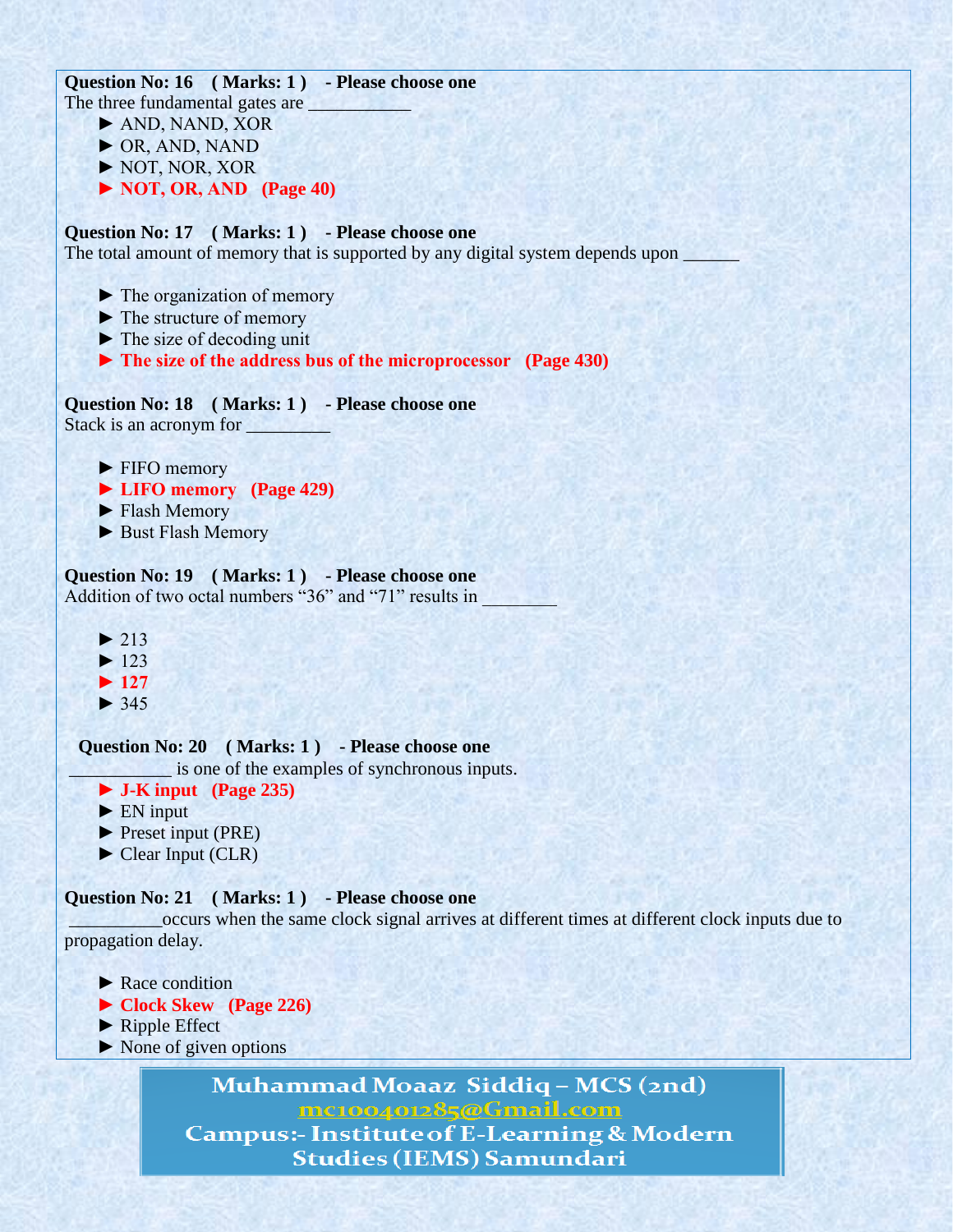**Question No: 16 ( Marks: 1 ) - Please choose one**
The three fundamental gates are ___________

► AND, NAND, XOR
► OR, AND, NAND
► NOT, NOR, XOR
► **NOT, OR, AND (Page 40)**

**Question No: 17 ( Marks: 1 ) - Please choose one**
The total amount of memory that is supported by any digital system depends upon ______

► The organization of memory
► The structure of memory
► The size of decoding unit
► **The size of the address bus of the microprocessor (Page 430)**

**Question No: 18 ( Marks: 1 ) - Please choose one**
Stack is an acronym for _________

► FIFO memory
► **LIFO memory (Page 429)**
► Flash Memory
► Bust Flash Memory

**Question No: 19 ( Marks: 1 ) - Please choose one**
Addition of two octal numbers "36" and "71" results in ________

► 213
► 123
► **127**
► 345

**Question No: 20 ( Marks: 1 ) - Please choose one**
___________ is one of the examples of synchronous inputs.

► **J-K input (Page 235)**
► EN input
► Preset input (PRE)
► Clear Input (CLR)

**Question No: 21 ( Marks: 1 ) - Please choose one**
__________occurs when the same clock signal arrives at different times at different clock inputs due to propagation delay.

► Race condition
► **Clock Skew (Page 226)**
► Ripple Effect
► None of given options

Muhammad Moaaz Siddiq – MCS (2nd)
mc100401285@Gmail.com
Campus:- Institute of E-Learning & Modern Studies (IEMS) Samundari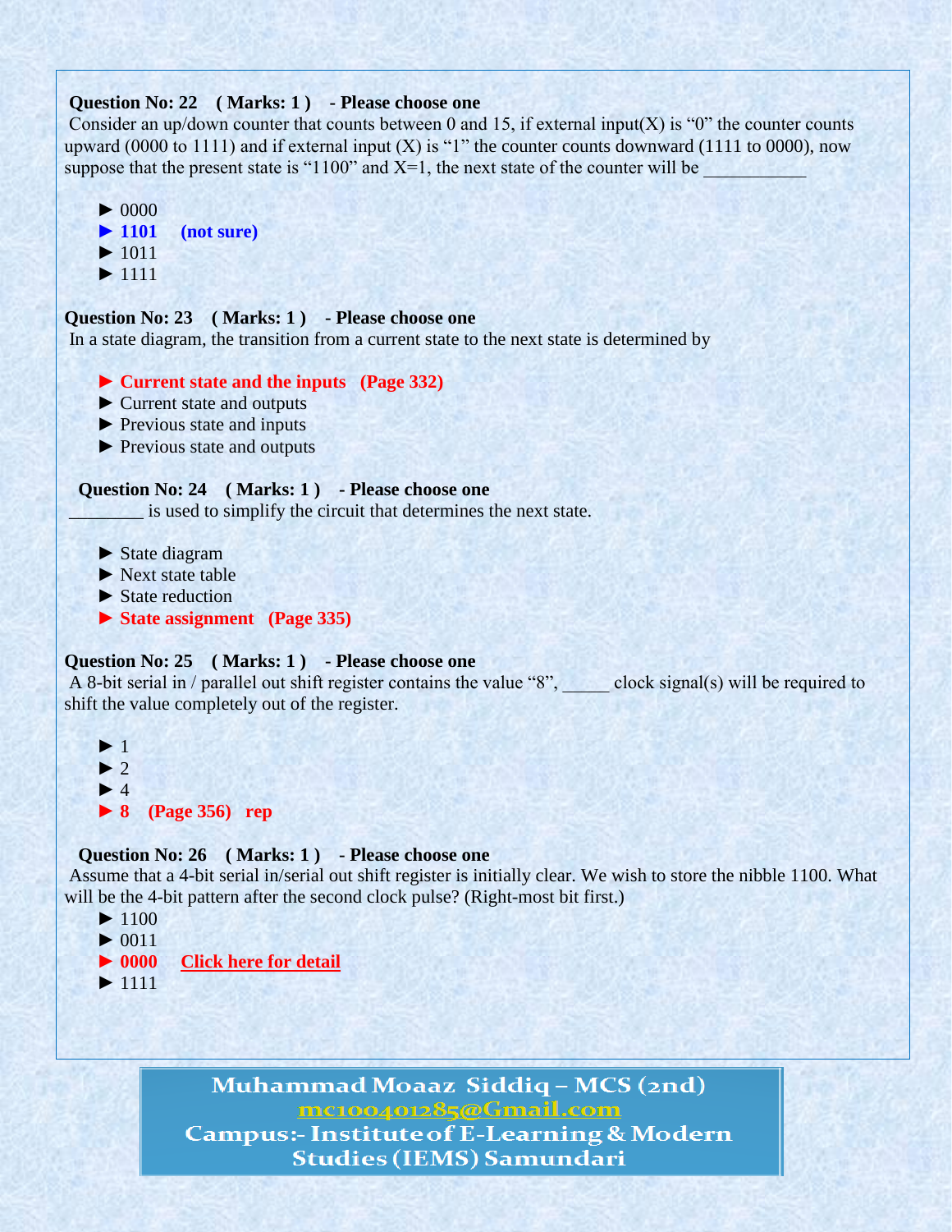**Question No: 22 ( Marks: 1 ) - Please choose one**

Consider an up/down counter that counts between 0 and 15, if external input(X) is "0" the counter counts upward (0000 to 1111) and if external input (X) is "1" the counter counts downward (1111 to 0000), now suppose that the present state is "1100" and X=1, the next state of the counter will be ___________

► 0000
► **1101 (not sure)**
► 1011
► 1111

**Question No: 23 ( Marks: 1 ) - Please choose one**

In a state diagram, the transition from a current state to the next state is determined by

► **Current state and the inputs (Page 332)**
► Current state and outputs
► Previous state and inputs
► Previous state and outputs

**Question No: 24 ( Marks: 1 ) - Please choose one**

________ is used to simplify the circuit that determines the next state.

► State diagram
► Next state table
► State reduction
► **State assignment (Page 335)**

**Question No: 25 ( Marks: 1 ) - Please choose one**

A 8-bit serial in / parallel out shift register contains the value "8", _____ clock signal(s) will be required to shift the value completely out of the register.

► 1
► 2
► 4
► **8 (Page 356) rep**

**Question No: 26 ( Marks: 1 ) - Please choose one**

Assume that a 4-bit serial in/serial out shift register is initially clear. We wish to store the nibble 1100. What will be the 4-bit pattern after the second clock pulse? (Right-most bit first.)

► 1100
► 0011
► **0000** Click here for detail
► 1111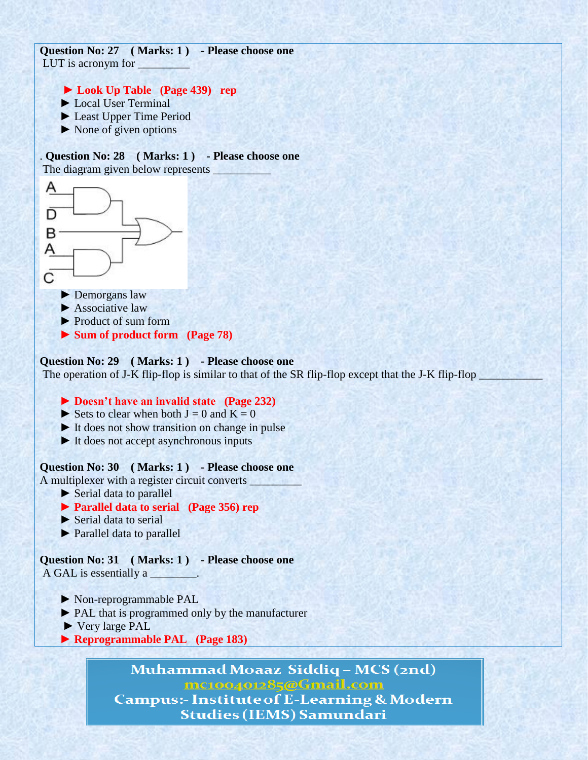**Question No: 27 ( Marks: 1 ) - Please choose one**

LUT is acronym for _________

- ► **Look Up Table (Page 439) rep**
- ► Local User Terminal
- ► Least Upper Time Period
- ► None of given options

. **Question No: 28 ( Marks: 1 ) - Please choose one**

The diagram given below represents __________

- ► Demorgans law
- ► Associative law
- ► Product of sum form
- ► **Sum of product form (Page 78)**

**Question No: 29 ( Marks: 1 ) - Please choose one**

The operation of J-K flip-flop is similar to that of the SR flip-flop except that the J-K flip-flop ___________

- ► **Doesn't have an invalid state (Page 232)**
- ► Sets to clear when both J = 0 and K = 0
- ► It does not show transition on change in pulse
- ► It does not accept asynchronous inputs

**Question No: 30 ( Marks: 1 ) - Please choose one**

A multiplexer with a register circuit converts _________

- ► Serial data to parallel
- ► **Parallel data to serial (Page 356) rep**
- ► Serial data to serial
- ► Parallel data to parallel

**Question No: 31 ( Marks: 1 ) - Please choose one**

A GAL is essentially a ________.

- ► Non-reprogrammable PAL
- ► PAL that is programmed only by the manufacturer
- ► Very large PAL
- ► **Reprogrammable PAL (Page 183)**

**Muhammad Moaaz Siddiq – MCS (2nd)**
mc100401285@Gmail.com
**Campus:- Institute of E-Learning & Modern Studies (IEMS) Samundari**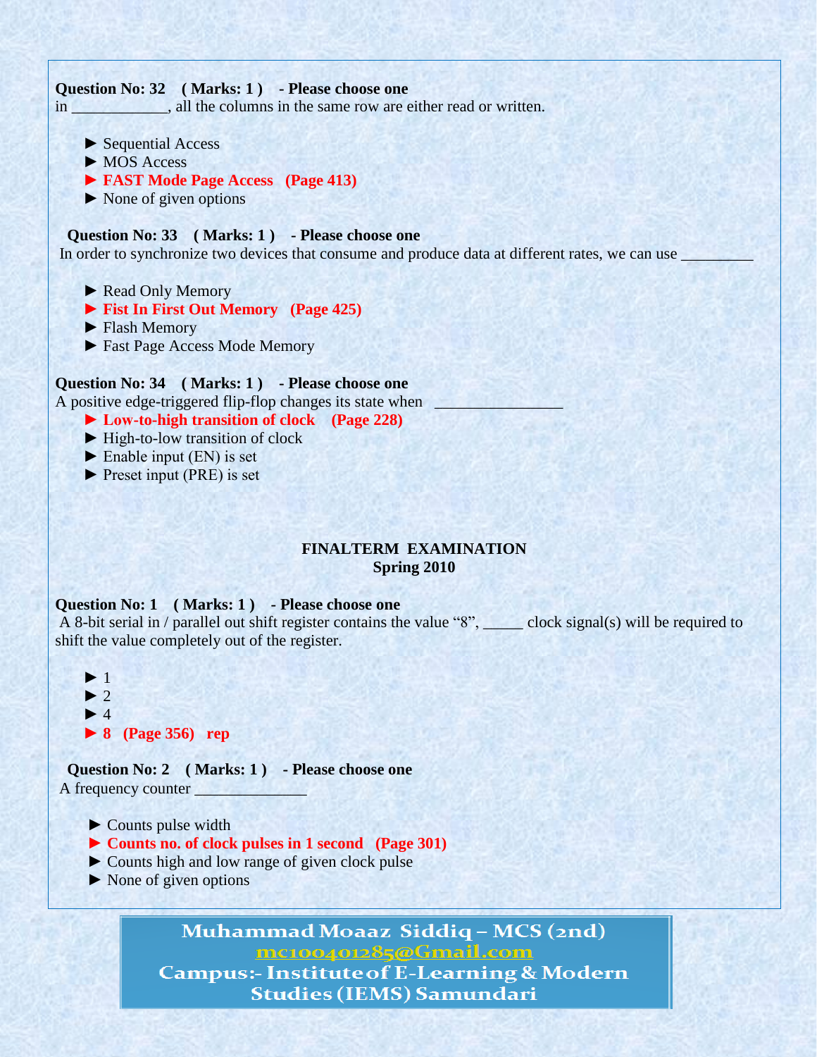**Question No: 32 ( Marks: 1 ) - Please choose one**
in ____________, all the columns in the same row are either read or written.

► Sequential Access
► MOS Access
► **FAST Mode Page Access (Page 413)**
► None of given options

**Question No: 33 ( Marks: 1 ) - Please choose one**
In order to synchronize two devices that consume and produce data at different rates, we can use _________

► Read Only Memory
► **Fist In First Out Memory (Page 425)**
► Flash Memory
► Fast Page Access Mode Memory

**Question No: 34 ( Marks: 1 ) - Please choose one**
A positive edge-triggered flip-flop changes its state when ________________

► **Low-to-high transition of clock (Page 228)**
► High-to-low transition of clock
► Enable input (EN) is set
► Preset input (PRE) is set

## FINALTERM EXAMINATION
## Spring 2010

**Question No: 1 ( Marks: 1 ) - Please choose one**
A 8-bit serial in / parallel out shift register contains the value "8", _____ clock signal(s) will be required to shift the value completely out of the register.

► 1
► 2
► 4
► **8 (Page 356) rep**

**Question No: 2 ( Marks: 1 ) - Please choose one**
A frequency counter ______________

► Counts pulse width
► **Counts no. of clock pulses in 1 second (Page 301)**
► Counts high and low range of given clock pulse
► None of given options

Muhammad Moaaz Siddiq – MCS (2nd)
mc100401285@Gmail.com
Campus:- Institute of E-Learning & Modern Studies (IEMS) Samundari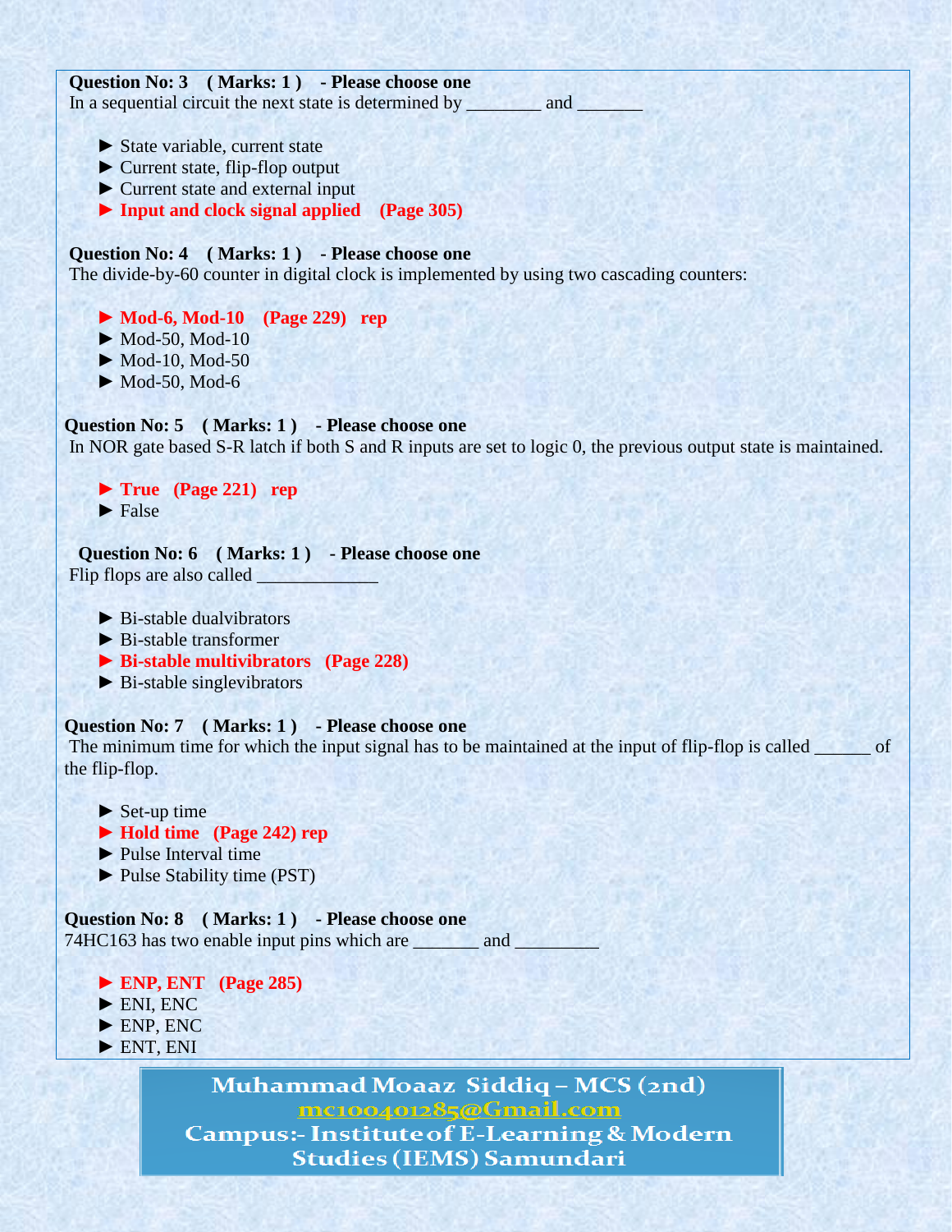**Question No: 3 ( Marks: 1 ) - Please choose one**
In a sequential circuit the next state is determined by ________ and _______

- ► State variable, current state
- ► Current state, flip-flop output
- ► Current state and external input
- ► **Input and clock signal applied (Page 305)**

**Question No: 4 ( Marks: 1 ) - Please choose one**
The divide-by-60 counter in digital clock is implemented by using two cascading counters:

- ► **Mod-6, Mod-10 (Page 229) rep**
- ► Mod-50, Mod-10
- ► Mod-10, Mod-50
- ► Mod-50, Mod-6

**Question No: 5 ( Marks: 1 ) - Please choose one**
In NOR gate based S-R latch if both S and R inputs are set to logic 0, the previous output state is maintained.

- ► **True (Page 221) rep**
- ► False

**Question No: 6 ( Marks: 1 ) - Please choose one**
Flip flops are also called _____________

- ► Bi-stable dualvibrators
- ► Bi-stable transformer
- ► **Bi-stable multivibrators (Page 228)**
- ► Bi-stable singlevibrators

**Question No: 7 ( Marks: 1 ) - Please choose one**
The minimum time for which the input signal has to be maintained at the input of flip-flop is called ______ of the flip-flop.

- ► Set-up time
- ► **Hold time (Page 242) rep**
- ► Pulse Interval time
- ► Pulse Stability time (PST)

**Question No: 8 ( Marks: 1 ) - Please choose one**
74HC163 has two enable input pins which are _______ and _________

- ► **ENP, ENT (Page 285)**
- ► ENI, ENC
- ► ENP, ENC
- ► ENT, ENI

Muhammad Moaaz Siddiq – MCS (2nd)
mc100401285@Gmail.com
Campus:- Institute of E-Learning & Modern Studies (IEMS) Samundari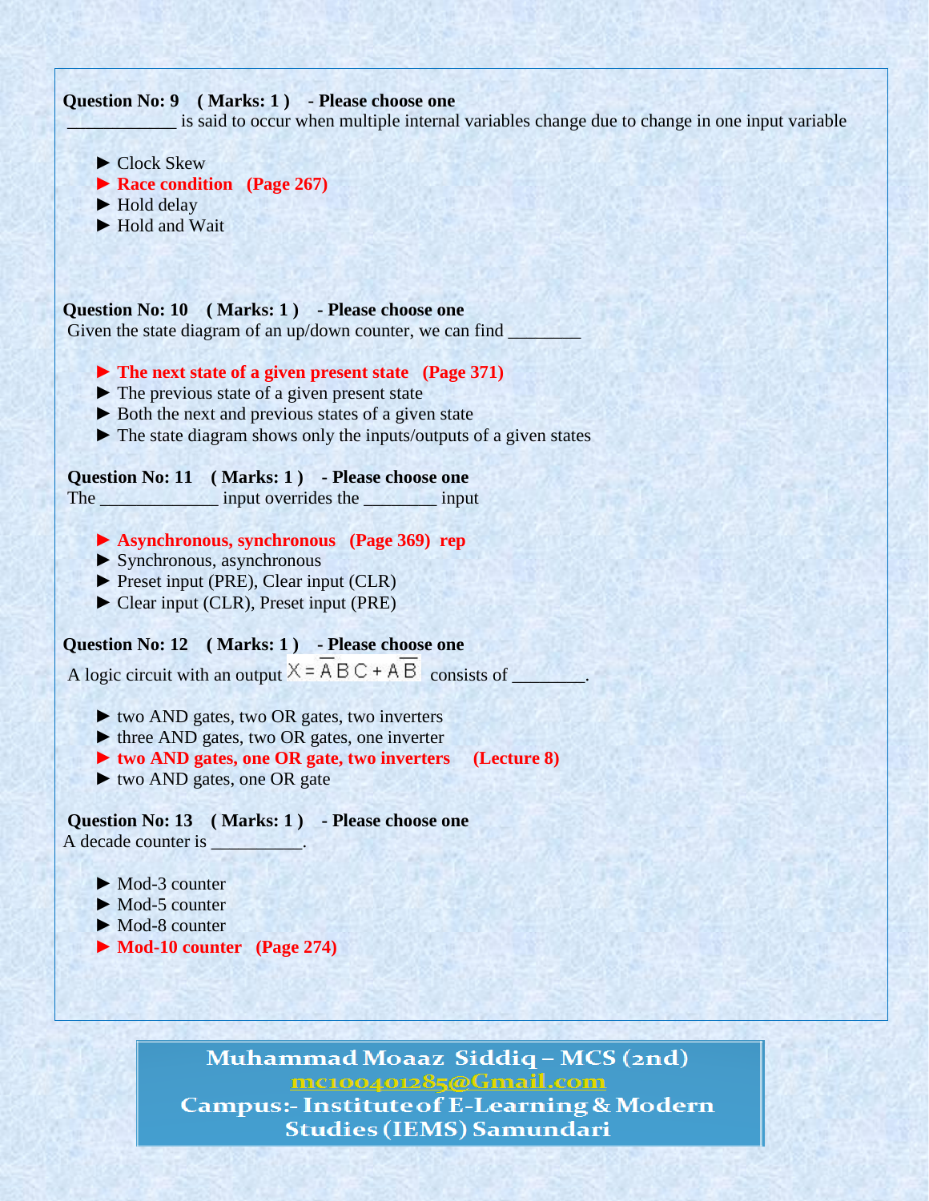**Question No: 9 ( Marks: 1 ) - Please choose one**

____________ is said to occur when multiple internal variables change due to change in one input variable

- ► Clock Skew
- ► **Race condition (Page 267)**
- ► Hold delay
- ► Hold and Wait

**Question No: 10 ( Marks: 1 ) - Please choose one**

Given the state diagram of an up/down counter, we can find ________

- ► **The next state of a given present state (Page 371)**
- ► The previous state of a given present state
- ► Both the next and previous states of a given state
- ► The state diagram shows only the inputs/outputs of a given states

**Question No: 11 ( Marks: 1 ) - Please choose one**

The _____________ input overrides the ________ input

- ► **Asynchronous, synchronous (Page 369) rep**
- ► Synchronous, asynchronous
- ► Preset input (PRE), Clear input (CLR)
- ► Clear input (CLR), Preset input (PRE)

**Question No: 12 ( Marks: 1 ) - Please choose one**

A logic circuit with an output $X = \overline{A}BC + A\overline{B}$ consists of ________.

- ► two AND gates, two OR gates, two inverters
- ► three AND gates, two OR gates, one inverter
- ► **two AND gates, one OR gate, two inverters (Lecture 8)**
- ► two AND gates, one OR gate

**Question No: 13 ( Marks: 1 ) - Please choose one**

A decade counter is __________.

- ► Mod-3 counter
- ► Mod-5 counter
- ► Mod-8 counter
- ► **Mod-10 counter (Page 274)**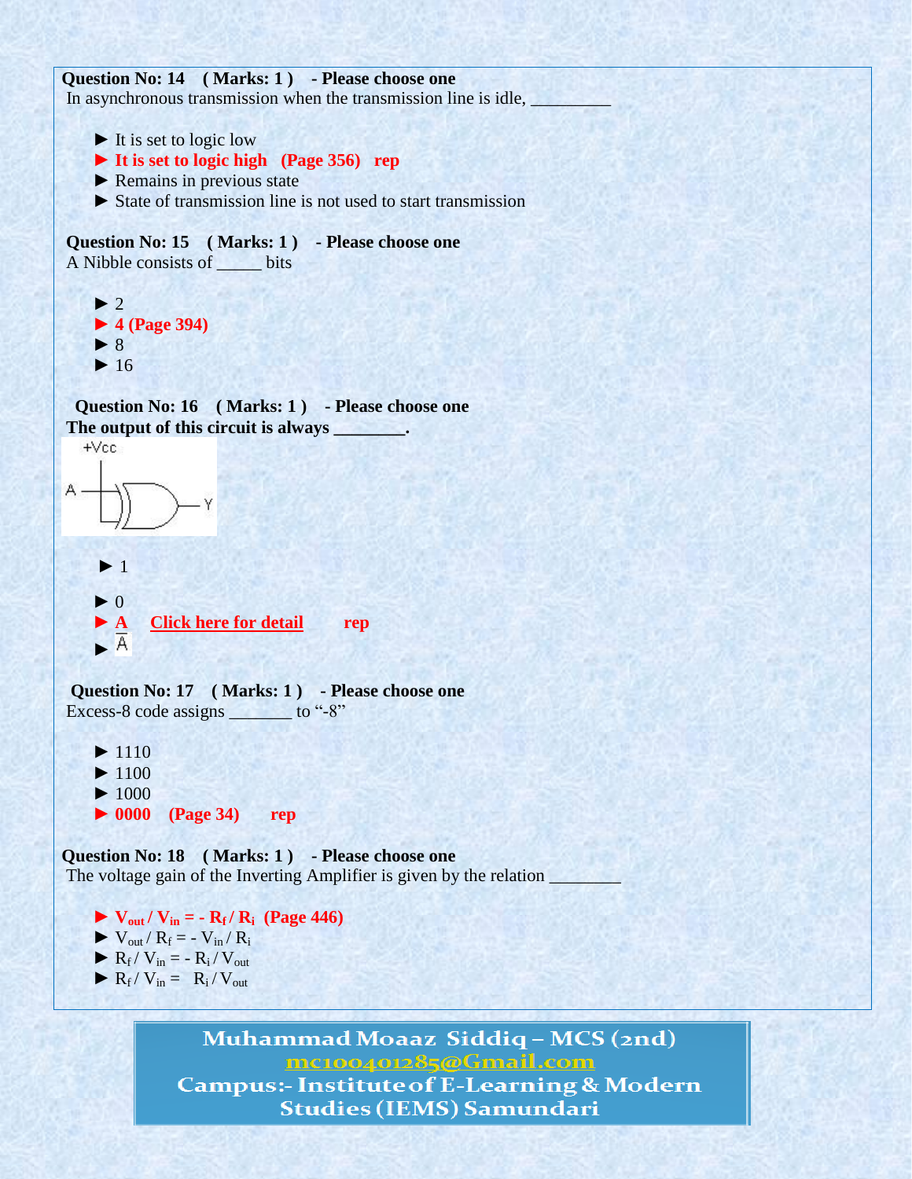**Question No: 14 ( Marks: 1 ) - Please choose one**

In asynchronous transmission when the transmission line is idle, _________

- ► It is set to logic low
- ► **It is set to logic high (Page 356) rep**
- ► Remains in previous state
- ► State of transmission line is not used to start transmission

**Question No: 15 ( Marks: 1 ) - Please choose one**

A Nibble consists of _____ bits

- ► 2
- ► **4 (Page 394)**
- ► 8
- ► 16

**Question No: 16 ( Marks: 1 ) - Please choose one**

**The output of this circuit is always ________.**

- ► 1
- ► 0
- ► **A Click here for detail rep**
- ► $\overline{A}$

**Question No: 17 ( Marks: 1 ) - Please choose one**

Excess-8 code assigns _______ to "-8"

- ► 1110
- ► 1100
- ► 1000
- ► **0000 (Page 34) rep**

**Question No: 18 ( Marks: 1 ) - Please choose one**

The voltage gain of the Inverting Amplifier is given by the relation ________

- ► **$V_{out} / V_{in} = - R_f / R_i$ (Page 446)**
- ► $V_{out} / R_f = - V_{in} / R_i$
- ► $R_f / V_{in} = - R_i / V_{out}$
- ► $R_f / V_{in} = R_i / V_{out}$

Muhammad Moaaz Siddiq – MCS (2nd)
mc100401285@Gmail.com
Campus:- Institute of E-Learning & Modern Studies (IEMS) Samundari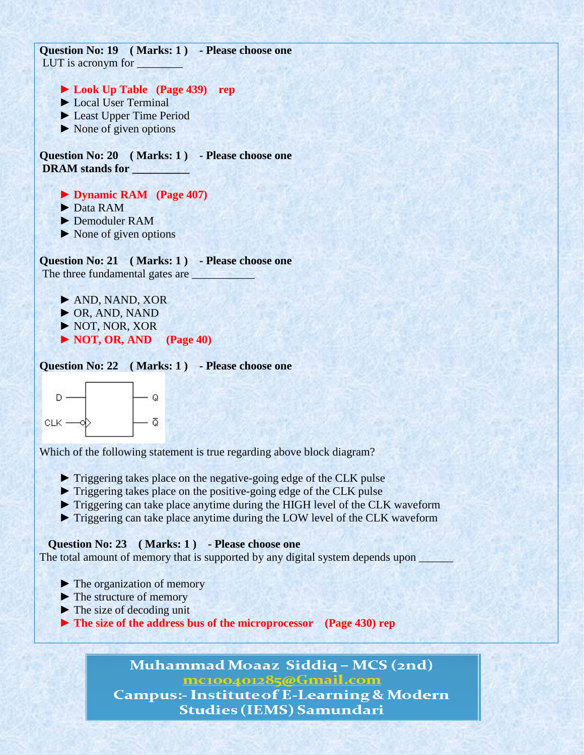**Question No: 19 ( Marks: 1 ) - Please choose one**
LUT is acronym for ________

- ► **Look Up Table (Page 439) rep**
- ► Local User Terminal
- ► Least Upper Time Period
- ► None of given options

**Question No: 20 ( Marks: 1 ) - Please choose one**
**DRAM stands for __________**

- ► **Dynamic RAM (Page 407)**
- ► Data RAM
- ► Demoduler RAM
- ► None of given options

**Question No: 21 ( Marks: 1 ) - Please choose one**
The three fundamental gates are ___________

- ► AND, NAND, XOR
- ► OR, AND, NAND
- ► NOT, NOR, XOR
- ► **NOT, OR, AND (Page 40)**

**Question No: 22 ( Marks: 1 ) - Please choose one**

D — Q
CLK — $\bar{Q}$

Which of the following statement is true regarding above block diagram?

- ► Triggering takes place on the negative-going edge of the CLK pulse
- ► Triggering takes place on the positive-going edge of the CLK pulse
- ► Triggering can take place anytime during the HIGH level of the CLK waveform
- ► Triggering can take place anytime during the LOW level of the CLK waveform

**Question No: 23 ( Marks: 1 ) - Please choose one**
The total amount of memory that is supported by any digital system depends upon ______

- ► The organization of memory
- ► The structure of memory
- ► The size of decoding unit
- ► **The size of the address bus of the microprocessor (Page 430) rep**

Muhammad Moaaz Siddiq – MCS (2nd)
mc100401285@Gmail.com
Campus:- Institute of E-Learning & Modern Studies (IEMS) Samundari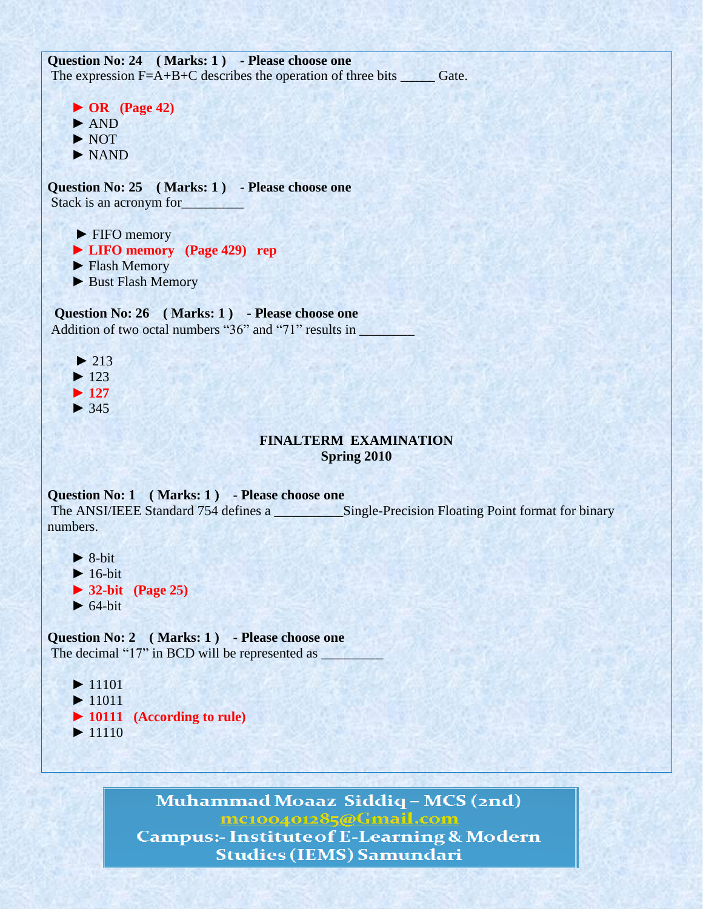**Question No: 24 ( Marks: 1 ) - Please choose one**

The expression F=A+B+C describes the operation of three bits _____ Gate.

- ► **OR (Page 42)**
- ► AND
- ► NOT
- ► NAND

**Question No: 25 ( Marks: 1 ) - Please choose one**

Stack is an acronym for_________

- ► FIFO memory
- ► **LIFO memory (Page 429) rep**
- ► Flash Memory
- ► Bust Flash Memory

**Question No: 26 ( Marks: 1 ) - Please choose one**

Addition of two octal numbers "36" and "71" results in ________

- ► 213
- ► 123
- ► **127**
- ► 345

## FINALTERM EXAMINATION
## Spring 2010

**Question No: 1 ( Marks: 1 ) - Please choose one**

The ANSI/IEEE Standard 754 defines a __________Single-Precision Floating Point format for binary numbers.

- ► 8-bit
- ► 16-bit
- ► **32-bit (Page 25)**
- ► 64-bit

**Question No: 2 ( Marks: 1 ) - Please choose one**

The decimal "17" in BCD will be represented as _________

- ► 11101
- ► 11011
- ► **10111 (According to rule)**
- ► 11110

Muhammad Moaaz Siddiq – MCS (2nd)
mc100401285@Gmail.com
Campus:- Institute of E-Learning & Modern Studies (IEMS) Samundari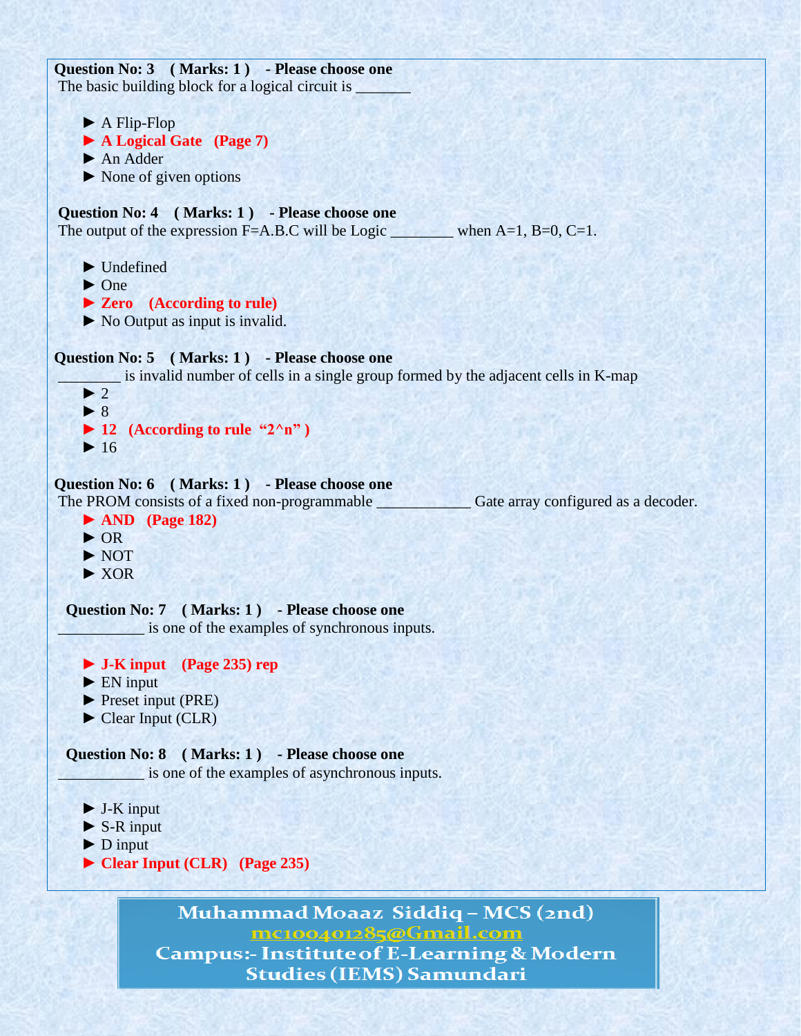**Question No: 3 ( Marks: 1 ) - Please choose one**

The basic building block for a logical circuit is _______

- ► A Flip-Flop
- ► **A Logical Gate (Page 7)**
- ► An Adder
- ► None of given options

**Question No: 4 ( Marks: 1 ) - Please choose one**

The output of the expression F=A.B.C will be Logic ________ when A=1, B=0, C=1.

- ► Undefined
- ► One
- ► **Zero (According to rule)**
- ► No Output as input is invalid.

**Question No: 5 ( Marks: 1 ) - Please choose one**

________ is invalid number of cells in a single group formed by the adjacent cells in K-map

- ► 2
- ► 8
- ► **12 (According to rule "2^n" )**
- ► 16

**Question No: 6 ( Marks: 1 ) - Please choose one**

The PROM consists of a fixed non-programmable ____________ Gate array configured as a decoder.

- ► **AND (Page 182)**
- ► OR
- ► NOT
- ► XOR

**Question No: 7 ( Marks: 1 ) - Please choose one**

___________ is one of the examples of synchronous inputs.

- ► **J-K input (Page 235) rep**
- ► EN input
- ► Preset input (PRE)
- ► Clear Input (CLR)

**Question No: 8 ( Marks: 1 ) - Please choose one**

___________ is one of the examples of asynchronous inputs.

- ► J-K input
- ► S-R input
- ► D input
- ► **Clear Input (CLR) (Page 235)**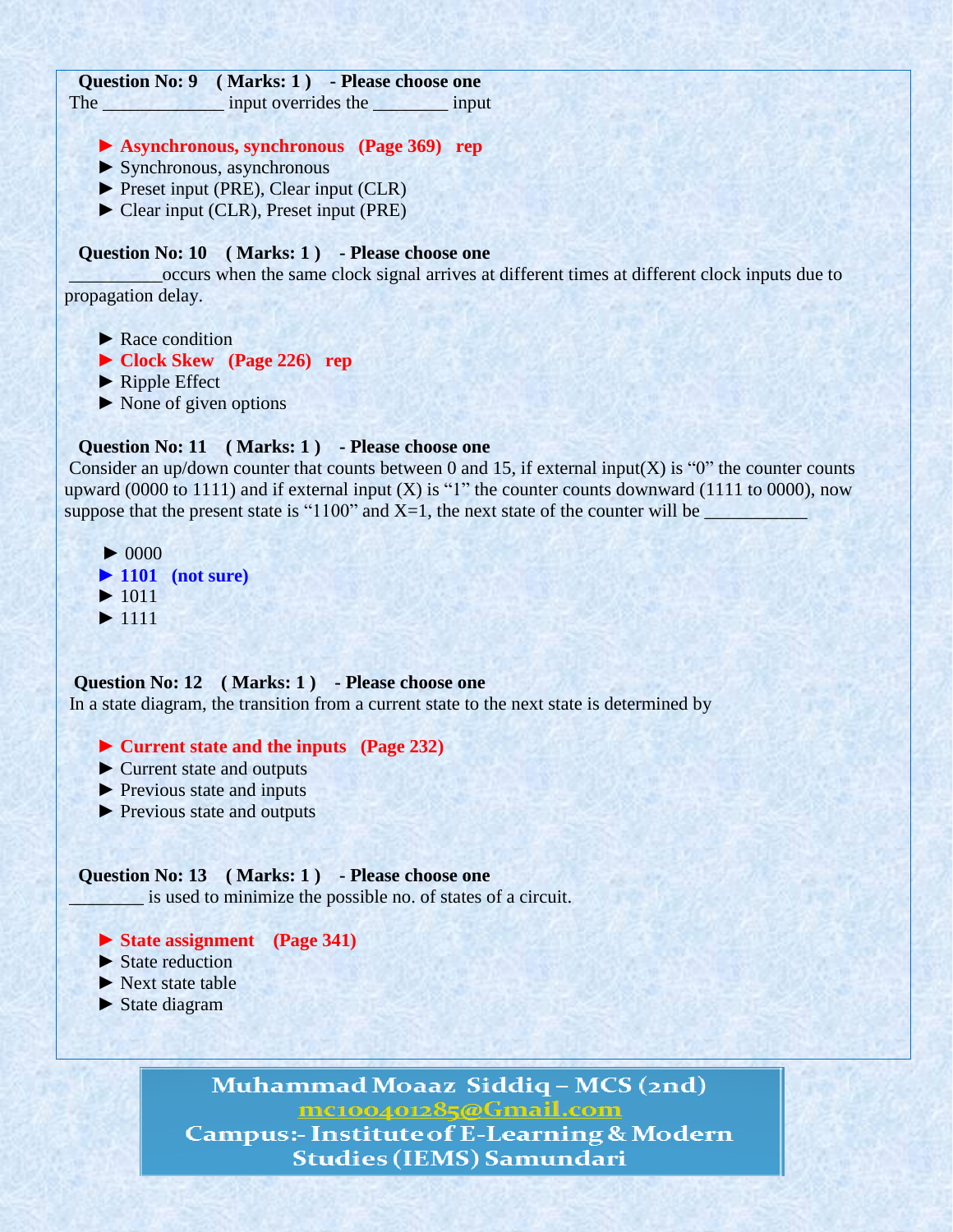**Question No: 9 ( Marks: 1 ) - Please choose one**

The _____________ input overrides the ________ input

- ► **Asynchronous, synchronous (Page 369) rep**
- ► Synchronous, asynchronous
- ► Preset input (PRE), Clear input (CLR)
- ► Clear input (CLR), Preset input (PRE)

**Question No: 10 ( Marks: 1 ) - Please choose one**

__________occurs when the same clock signal arrives at different times at different clock inputs due to propagation delay.

- ► Race condition
- ► **Clock Skew (Page 226) rep**
- ► Ripple Effect
- ► None of given options

**Question No: 11 ( Marks: 1 ) - Please choose one**

Consider an up/down counter that counts between 0 and 15, if external input(X) is "0" the counter counts upward (0000 to 1111) and if external input (X) is "1" the counter counts downward (1111 to 0000), now suppose that the present state is "1100" and X=1, the next state of the counter will be ___________

- ► 0000
- ► **1101 (not sure)**
- ► 1011
- ► 1111

**Question No: 12 ( Marks: 1 ) - Please choose one**

In a state diagram, the transition from a current state to the next state is determined by

- ► **Current state and the inputs (Page 232)**
- ► Current state and outputs
- ► Previous state and inputs
- ► Previous state and outputs

**Question No: 13 ( Marks: 1 ) - Please choose one**

________ is used to minimize the possible no. of states of a circuit.

- ► **State assignment (Page 341)**
- ► State reduction
- ► Next state table
- ► State diagram

Muhammad Moaaz Siddiq – MCS (2nd)
mc100401285@Gmail.com
Campus:- Institute of E-Learning & Modern Studies (IEMS) Samundari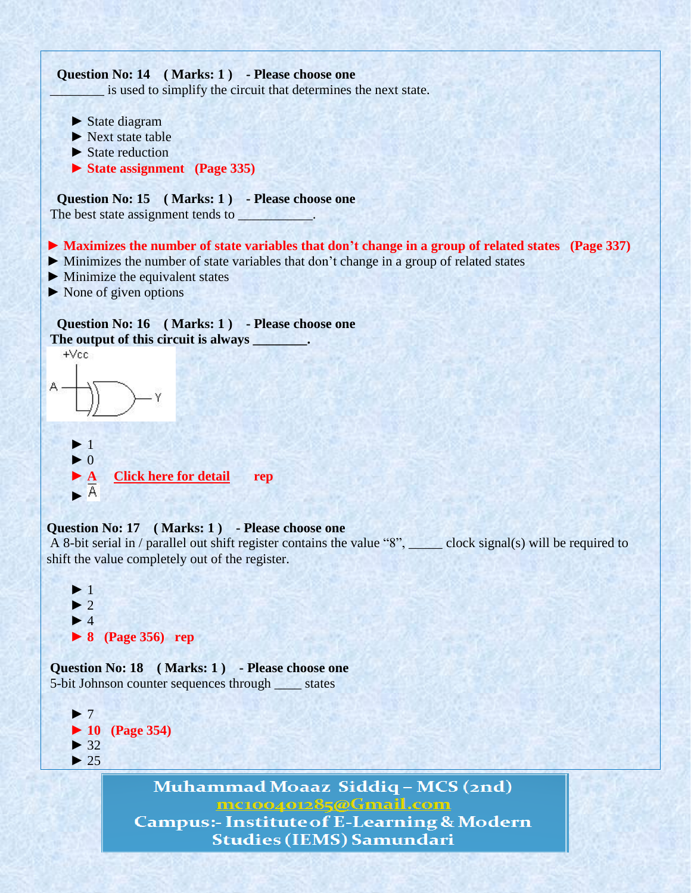**Question No: 14 ( Marks: 1 ) - Please choose one**

________ is used to simplify the circuit that determines the next state.

► State diagram
► Next state table
► State reduction
► **State assignment (Page 335)**

**Question No: 15 ( Marks: 1 ) - Please choose one**

The best state assignment tends to ___________.

► **Maximizes the number of state variables that don't change in a group of related states (Page 337)**
► Minimizes the number of state variables that don't change in a group of related states
► Minimize the equivalent states
► None of given options

**Question No: 16 ( Marks: 1 ) - Please choose one**

**The output of this circuit is always ________.**

+Vcc

A — Y

► 1
► 0
► **A Click here for detail rep**
► $\bar{A}$

**Question No: 17 ( Marks: 1 ) - Please choose one**

A 8-bit serial in / parallel out shift register contains the value "8", _____ clock signal(s) will be required to shift the value completely out of the register.

► 1
► 2
► 4
► **8 (Page 356) rep**

**Question No: 18 ( Marks: 1 ) - Please choose one**

5-bit Johnson counter sequences through ____ states

► 7
► **10 (Page 354)**
► 32
► 25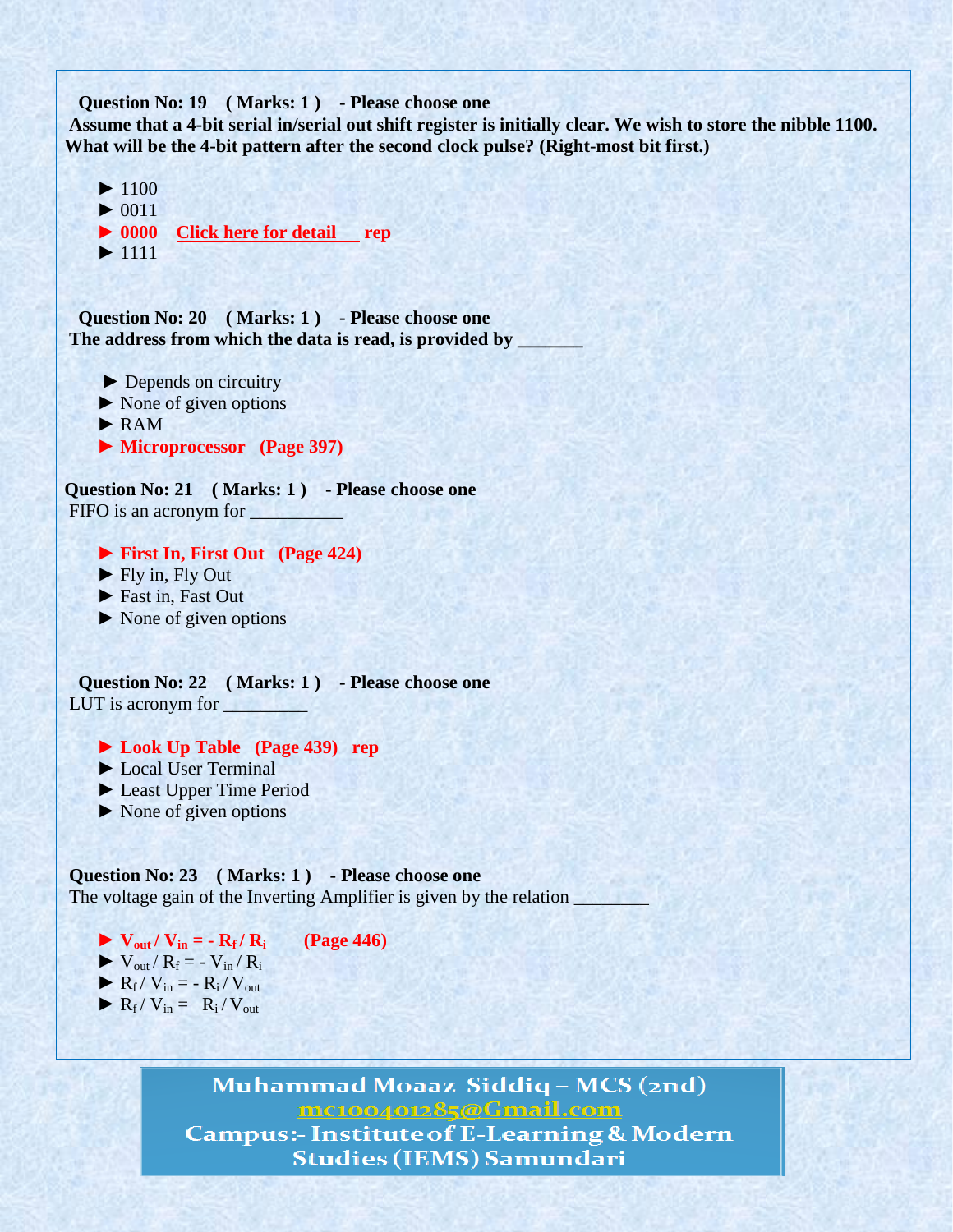**Question No: 19 ( Marks: 1 ) - Please choose one**

**Assume that a 4-bit serial in/serial out shift register is initially clear. We wish to store the nibble 1100. What will be the 4-bit pattern after the second clock pulse? (Right-most bit first.)**

► 1100
► 0011
► **0000 Click here for detail rep**
► 1111

**Question No: 20 ( Marks: 1 ) - Please choose one**

**The address from which the data is read, is provided by _______**

► Depends on circuitry
► None of given options
► RAM
► **Microprocessor (Page 397)**

**Question No: 21 ( Marks: 1 ) - Please choose one**

FIFO is an acronym for __________

► **First In, First Out (Page 424)**
► Fly in, Fly Out
► Fast in, Fast Out
► None of given options

**Question No: 22 ( Marks: 1 ) - Please choose one**

LUT is acronym for _________

► **Look Up Table (Page 439) rep**
► Local User Terminal
► Least Upper Time Period
► None of given options

**Question No: 23 ( Marks: 1 ) - Please choose one**

The voltage gain of the Inverting Amplifier is given by the relation ________

► **$V_{out} / V_{in} = - R_f / R_i$ (Page 446)**
► $V_{out} / R_f = - V_{in} / R_i$
► $R_f / V_{in} = - R_i / V_{out}$
► $R_f / V_{in} = R_i / V_{out}$

Muhammad Moaaz Siddiq – MCS (2nd)
mc100401285@Gmail.com
Campus:- Institute of E-Learning & Modern Studies (IEMS) Samundari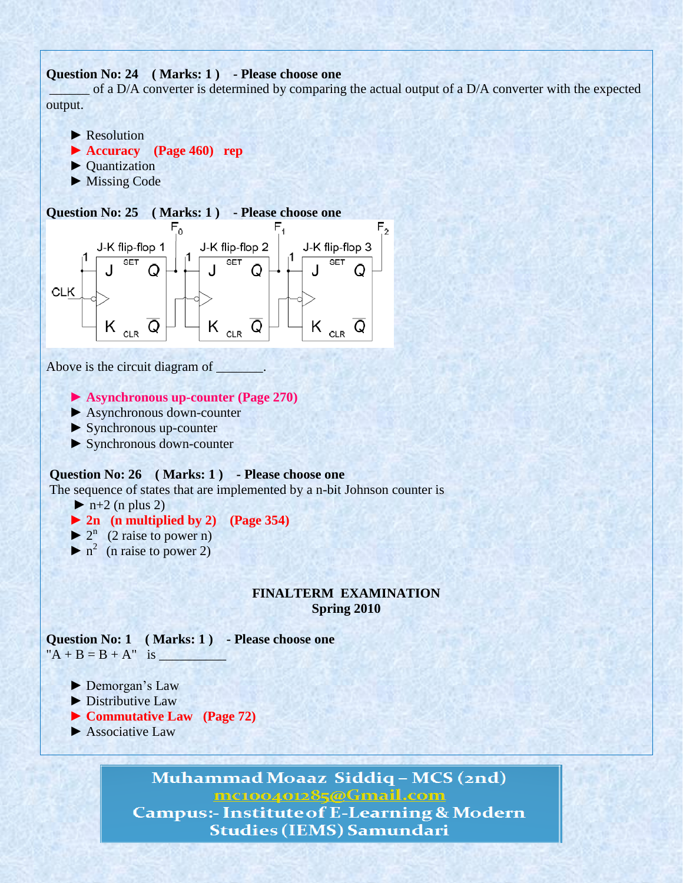**Question No: 24 ( Marks: 1 ) - Please choose one**

\_\_\_\_\_\_ of a D/A converter is determined by comparing the actual output of a D/A converter with the expected output.

► Resolution
► **Accuracy (Page 460) rep**
► Quantization
► Missing Code

**Question No: 25 ( Marks: 1 ) - Please choose one**

Above is the circuit diagram of \_\_\_\_\_\_\_.

► **Asynchronous up-counter (Page 270)**
► Asynchronous down-counter
► Synchronous up-counter
► Synchronous down-counter

**Question No: 26 ( Marks: 1 ) - Please choose one**

The sequence of states that are implemented by a n-bit Johnson counter is

► n+2 (n plus 2)
► **2n (n multiplied by 2) (Page 354)**
► $2^n$ (2 raise to power n)
► $n^2$ (n raise to power 2)

**FINALTERM EXAMINATION**
**Spring 2010**

**Question No: 1 ( Marks: 1 ) - Please choose one**

"A + B = B + A" is \_\_\_\_\_\_\_\_\_\_

► Demorgan's Law
► Distributive Law
► **Commutative Law (Page 72)**
► Associative Law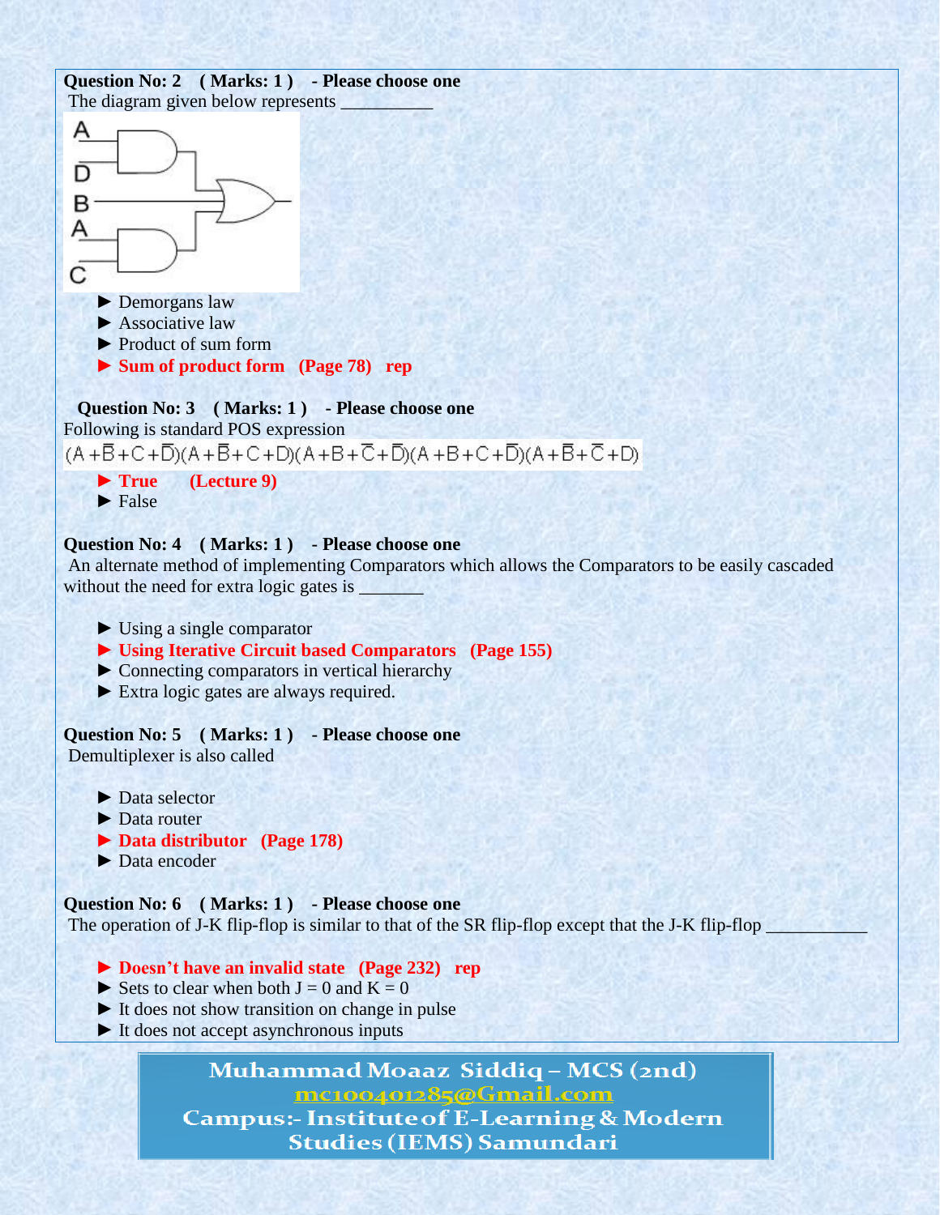**Question No: 2 ( Marks: 1 ) - Please choose one**

The diagram given below represents __________

► Demorgans law

► Associative law

► Product of sum form

► **Sum of product form (Page 78) rep**

**Question No: 3 ( Marks: 1 ) - Please choose one**

Following is standard POS expression

$(A+\overline{B}+C+\overline{D})(A+\overline{B}+C+D)(A+B+\overline{C}+\overline{D})(A+B+C+\overline{D})(A+\overline{B}+\overline{C}+D)$

► **True (Lecture 9)**

► False

**Question No: 4 ( Marks: 1 ) - Please choose one**

An alternate method of implementing Comparators which allows the Comparators to be easily cascaded without the need for extra logic gates is _______

► Using a single comparator

► **Using Iterative Circuit based Comparators (Page 155)**

► Connecting comparators in vertical hierarchy

► Extra logic gates are always required.

**Question No: 5 ( Marks: 1 ) - Please choose one**

Demultiplexer is also called

► Data selector

► Data router

► **Data distributor (Page 178)**

► Data encoder

**Question No: 6 ( Marks: 1 ) - Please choose one**

The operation of J-K flip-flop is similar to that of the SR flip-flop except that the J-K flip-flop ___________

► **Doesn't have an invalid state (Page 232) rep**

► Sets to clear when both J = 0 and K = 0

► It does not show transition on change in pulse

► It does not accept asynchronous inputs

**Muhammad Moaaz Siddiq – MCS (2nd)**
mc100401285@Gmail.com
**Campus:- Institute of E-Learning & Modern Studies (IEMS) Samundari**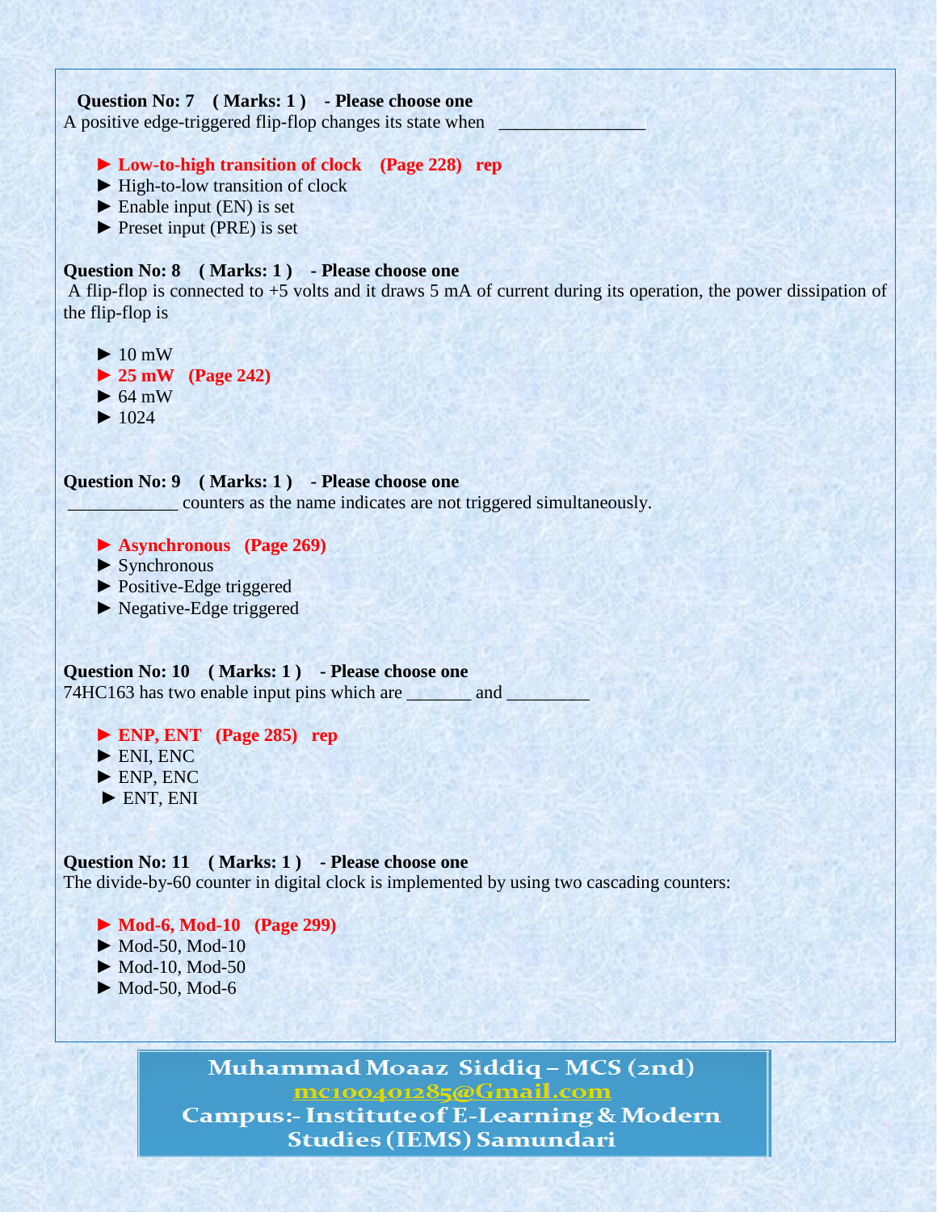**Question No: 7 ( Marks: 1 ) - Please choose one**

A positive edge-triggered flip-flop changes its state when ________________

- ► **Low-to-high transition of clock (Page 228) rep**
- ► High-to-low transition of clock
- ► Enable input (EN) is set
- ► Preset input (PRE) is set

**Question No: 8 ( Marks: 1 ) - Please choose one**

A flip-flop is connected to +5 volts and it draws 5 mA of current during its operation, the power dissipation of the flip-flop is

- ► 10 mW
- ► **25 mW (Page 242)**
- ► 64 mW
- ► 1024

**Question No: 9 ( Marks: 1 ) - Please choose one**

____________ counters as the name indicates are not triggered simultaneously.

- ► **Asynchronous (Page 269)**
- ► Synchronous
- ► Positive-Edge triggered
- ► Negative-Edge triggered

**Question No: 10 ( Marks: 1 ) - Please choose one**

74HC163 has two enable input pins which are _______ and _________

- ► **ENP, ENT (Page 285) rep**
- ► ENI, ENC
- ► ENP, ENC
- ► ENT, ENI

**Question No: 11 ( Marks: 1 ) - Please choose one**

The divide-by-60 counter in digital clock is implemented by using two cascading counters:

- ► **Mod-6, Mod-10 (Page 299)**
- ► Mod-50, Mod-10
- ► Mod-10, Mod-50
- ► Mod-50, Mod-6

Muhammad Moaaz Siddiq – MCS (2nd)
mc100401285@Gmail.com
Campus:- Institute of E-Learning & Modern Studies (IEMS) Samundari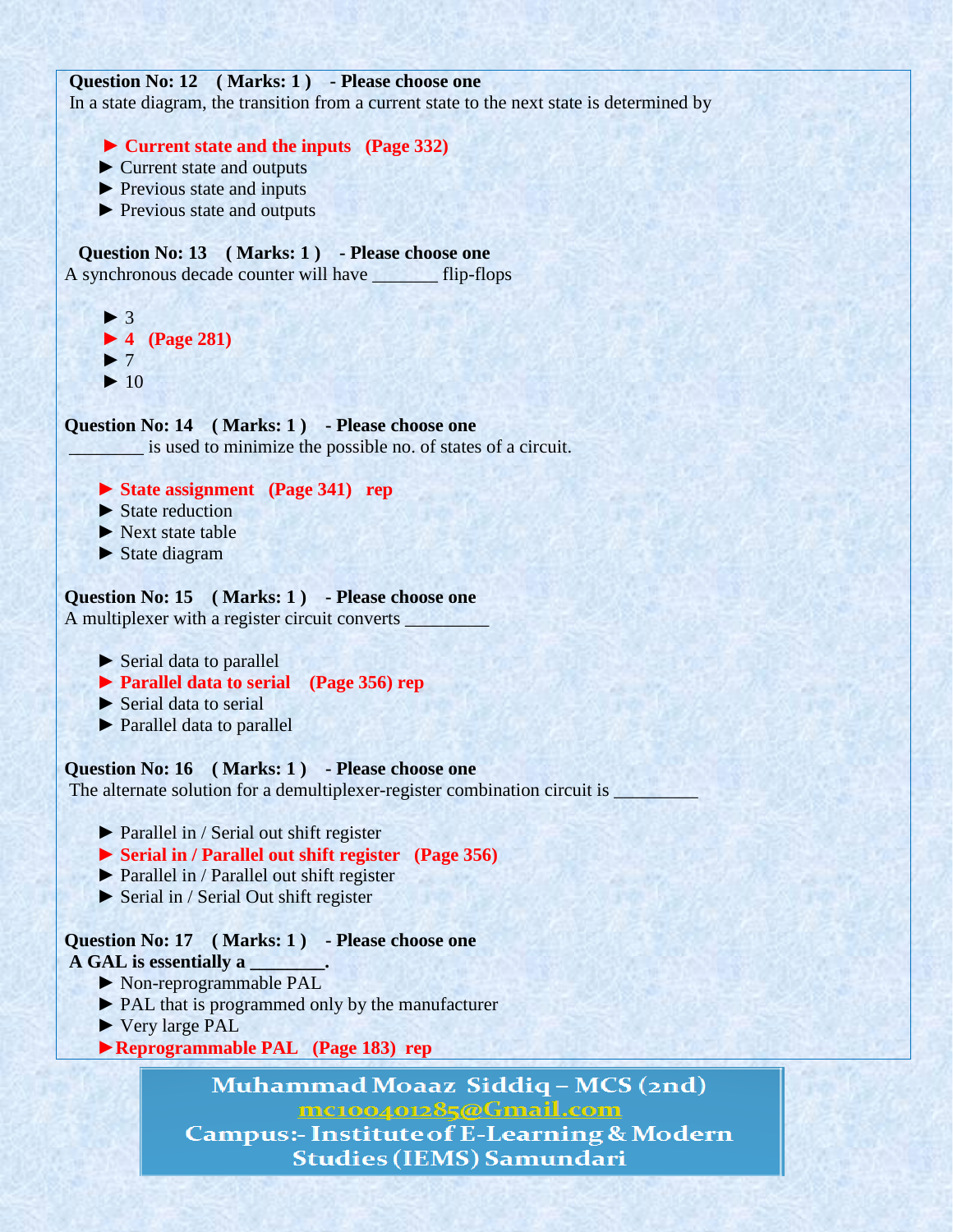**Question No: 12 ( Marks: 1 ) - Please choose one**

In a state diagram, the transition from a current state to the next state is determined by

- ► **Current state and the inputs (Page 332)**
- ► Current state and outputs
- ► Previous state and inputs
- ► Previous state and outputs

**Question No: 13 ( Marks: 1 ) - Please choose one**

A synchronous decade counter will have _______ flip-flops

- ► 3
- ► **4 (Page 281)**
- ► 7
- ► 10

**Question No: 14 ( Marks: 1 ) - Please choose one**

________ is used to minimize the possible no. of states of a circuit.

- ► **State assignment (Page 341) rep**
- ► State reduction
- ► Next state table
- ► State diagram

**Question No: 15 ( Marks: 1 ) - Please choose one**

A multiplexer with a register circuit converts _________

- ► Serial data to parallel
- ► **Parallel data to serial (Page 356) rep**
- ► Serial data to serial
- ► Parallel data to parallel

**Question No: 16 ( Marks: 1 ) - Please choose one**

The alternate solution for a demultiplexer-register combination circuit is _________

- ► Parallel in / Serial out shift register
- ► **Serial in / Parallel out shift register (Page 356)**
- ► Parallel in / Parallel out shift register
- ► Serial in / Serial Out shift register

**Question No: 17 ( Marks: 1 ) - Please choose one**

**A GAL is essentially a ________.**

- ► Non-reprogrammable PAL
- ► PAL that is programmed only by the manufacturer
- ► Very large PAL
- ► **Reprogrammable PAL (Page 183) rep**

Muhammad Moaaz Siddiq – MCS (2nd)
mc100401285@Gmail.com
Campus:- Institute of E-Learning & Modern Studies (IEMS) Samundari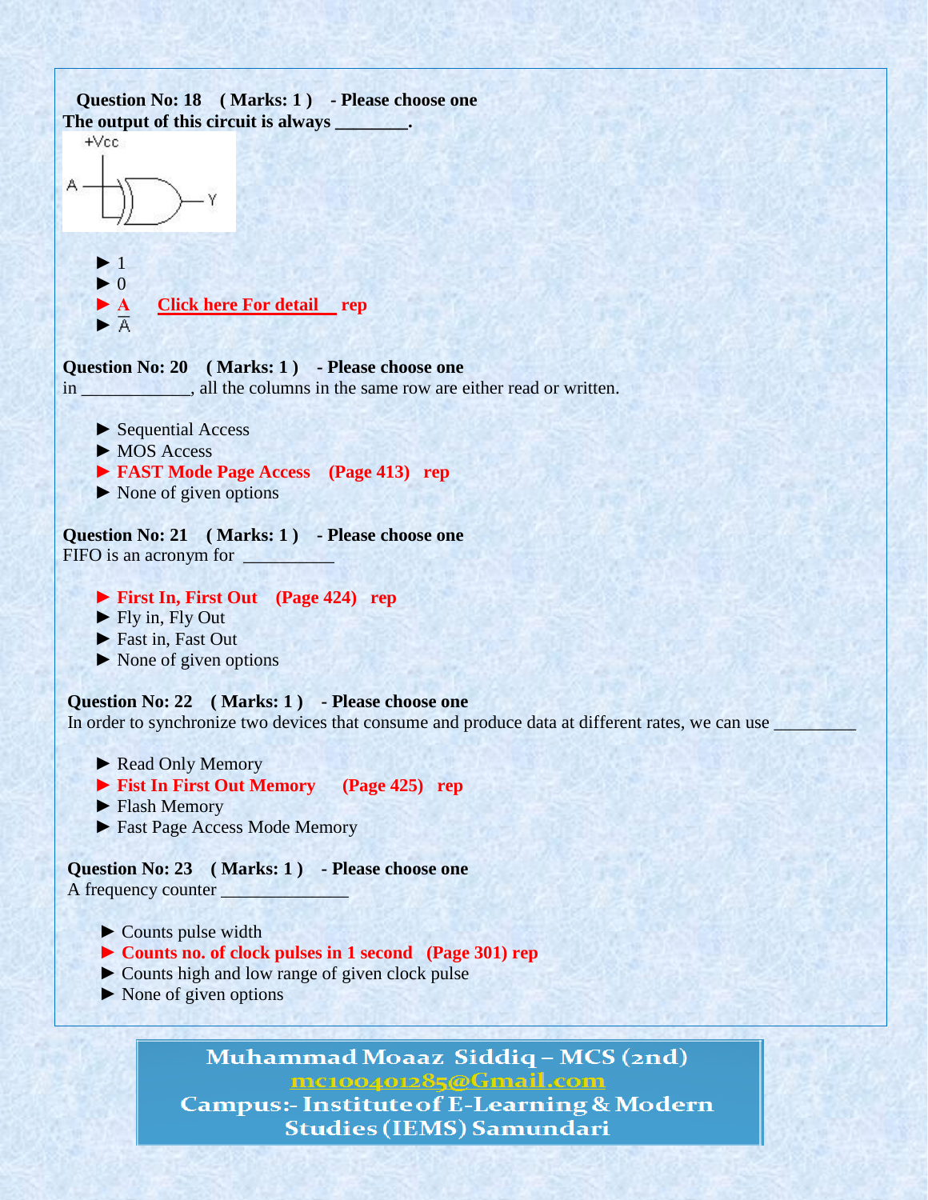**Question No: 18 ( Marks: 1 ) - Please choose one**

**The output of this circuit is always ________.**

- ► 1
- ► 0
- ► **A Click here For detail rep**
- ► $\overline{A}$

**Question No: 20 ( Marks: 1 ) - Please choose one**

in ____________, all the columns in the same row are either read or written.

- ► Sequential Access
- ► MOS Access
- ► **FAST Mode Page Access (Page 413) rep**
- ► None of given options

**Question No: 21 ( Marks: 1 ) - Please choose one**

FIFO is an acronym for __________

- ► **First In, First Out (Page 424) rep**
- ► Fly in, Fly Out
- ► Fast in, Fast Out
- ► None of given options

**Question No: 22 ( Marks: 1 ) - Please choose one**

In order to synchronize two devices that consume and produce data at different rates, we can use _________

- ► Read Only Memory
- ► **Fist In First Out Memory (Page 425) rep**
- ► Flash Memory
- ► Fast Page Access Mode Memory

**Question No: 23 ( Marks: 1 ) - Please choose one**

A frequency counter ______________

- ► Counts pulse width
- ► **Counts no. of clock pulses in 1 second (Page 301) rep**
- ► Counts high and low range of given clock pulse
- ► None of given options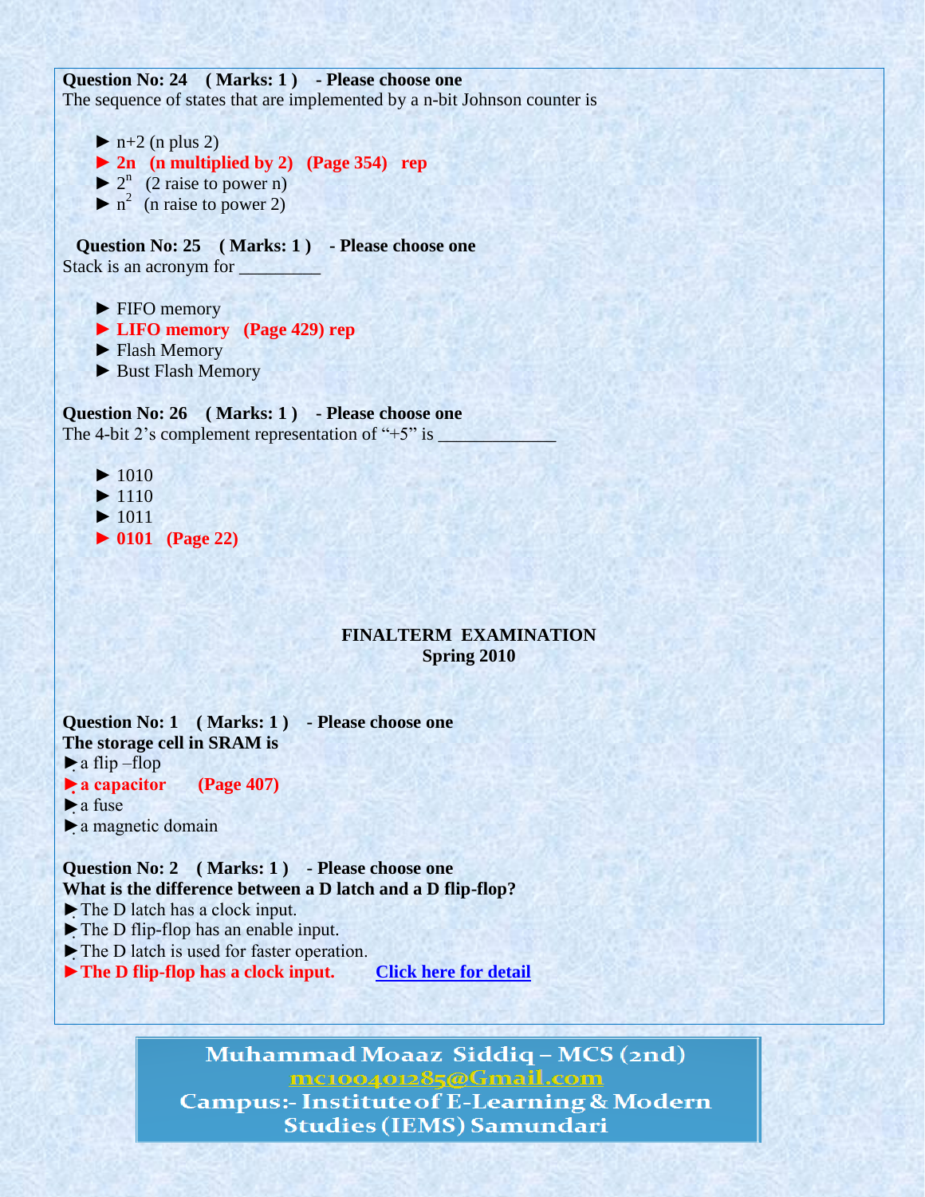**Question No: 24 ( Marks: 1 ) - Please choose one**
The sequence of states that are implemented by a n-bit Johnson counter is

- ► n+2 (n plus 2)
- ► **2n (n multiplied by 2) (Page 354) rep**
- ► $2^n$ (2 raise to power n)
- ► $n^2$ (n raise to power 2)

**Question No: 25 ( Marks: 1 ) - Please choose one**
Stack is an acronym for _________

- ► FIFO memory
- ► **LIFO memory (Page 429) rep**
- ► Flash Memory
- ► Bust Flash Memory

**Question No: 26 ( Marks: 1 ) - Please choose one**
The 4-bit 2's complement representation of "+5" is _____________

- ► 1010
- ► 1110
- ► 1011
- ► **0101 (Page 22)**

## FINALTERM EXAMINATION
### Spring 2010

**Question No: 1 ( Marks: 1 ) - Please choose one**
**The storage cell in SRAM is**

- ► a flip –flop
- ► **a capacitor (Page 407)**
- ► a fuse
- ► a magnetic domain

**Question No: 2 ( Marks: 1 ) - Please choose one**
**What is the difference between a D latch and a D flip-flop?**

- ► The D latch has a clock input.
- ► The D flip-flop has an enable input.
- ► The D latch is used for faster operation.
- ► **The D flip-flop has a clock input.** Click here for detail

Muhammad Moaaz Siddiq – MCS (2nd)
mc100401285@Gmail.com
Campus:- Institute of E-Learning & Modern Studies (IEMS) Samundari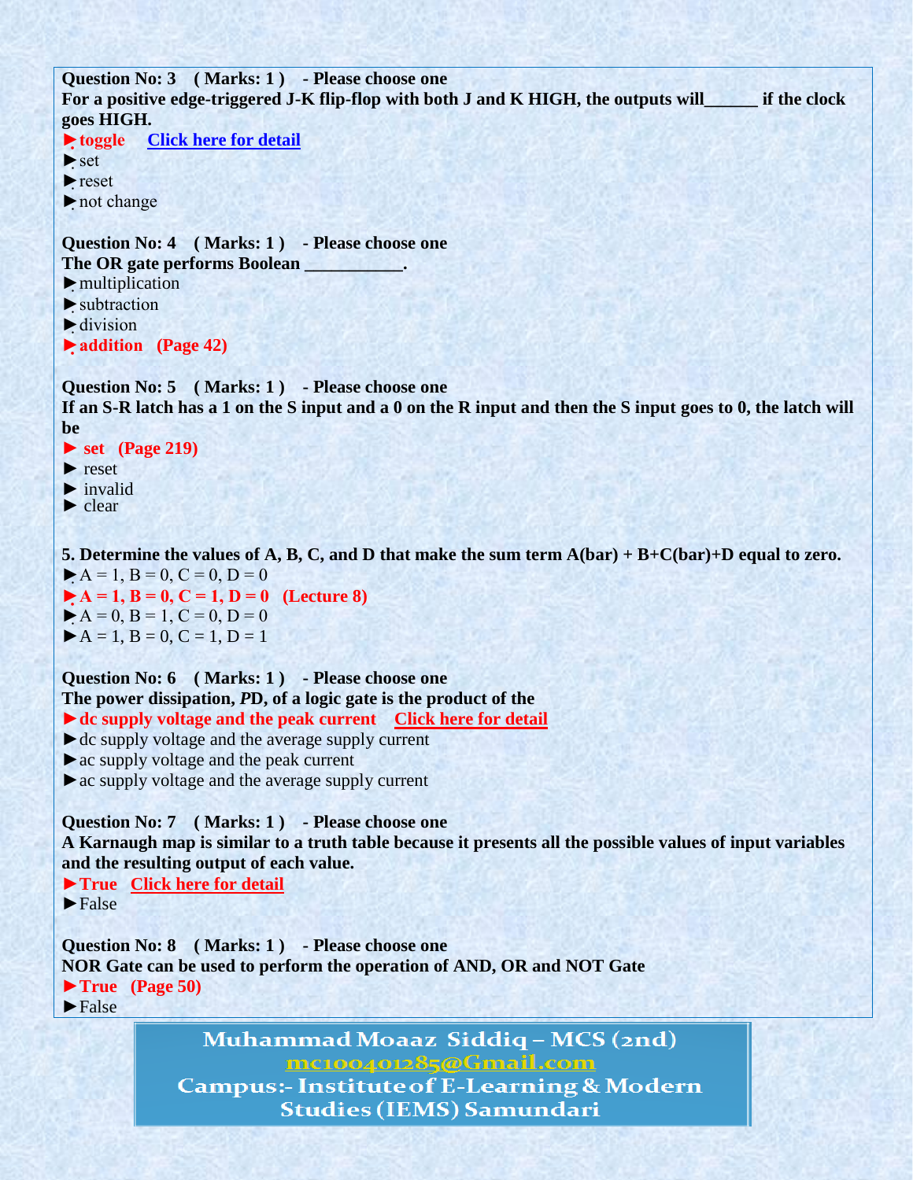**Question No: 3 ( Marks: 1 ) - Please choose one**
**For a positive edge-triggered J-K flip-flop with both J and K HIGH, the outputs will______ if the clock goes HIGH.**

► **toggle** [Click here for detail]
► set
► reset
► not change

**Question No: 4 ( Marks: 1 ) - Please choose one**
**The OR gate performs Boolean ___________.**

► multiplication
► subtraction
► division
► **addition (Page 42)**

**Question No: 5 ( Marks: 1 ) - Please choose one**
**If an S-R latch has a 1 on the S input and a 0 on the R input and then the S input goes to 0, the latch will be**

► **set (Page 219)**
► reset
► invalid
► clear

**5. Determine the values of A, B, C, and D that make the sum term A(bar) + B+C(bar)+D equal to zero.**

► A = 1, B = 0, C = 0, D = 0
► **A = 1, B = 0, C = 1, D = 0 (Lecture 8)**
► A = 0, B = 1, C = 0, D = 0
► A = 1, B = 0, C = 1, D = 1

**Question No: 6 ( Marks: 1 ) - Please choose one**
**The power dissipation, *P*D, of a logic gate is the product of the**

► **dc supply voltage and the peak current** [Click here for detail]
► dc supply voltage and the average supply current
► ac supply voltage and the peak current
► ac supply voltage and the average supply current

**Question No: 7 ( Marks: 1 ) - Please choose one**
**A Karnaugh map is similar to a truth table because it presents all the possible values of input variables and the resulting output of each value.**

► **True** [Click here for detail]
► False

**Question No: 8 ( Marks: 1 ) - Please choose one**
**NOR Gate can be used to perform the operation of AND, OR and NOT Gate**

► **True (Page 50)**
► False

Muhammad Moaaz Siddiq – MCS (2nd)
mc100401285@Gmail.com
Campus:- Institute of E-Learning & Modern Studies (IEMS) Samundari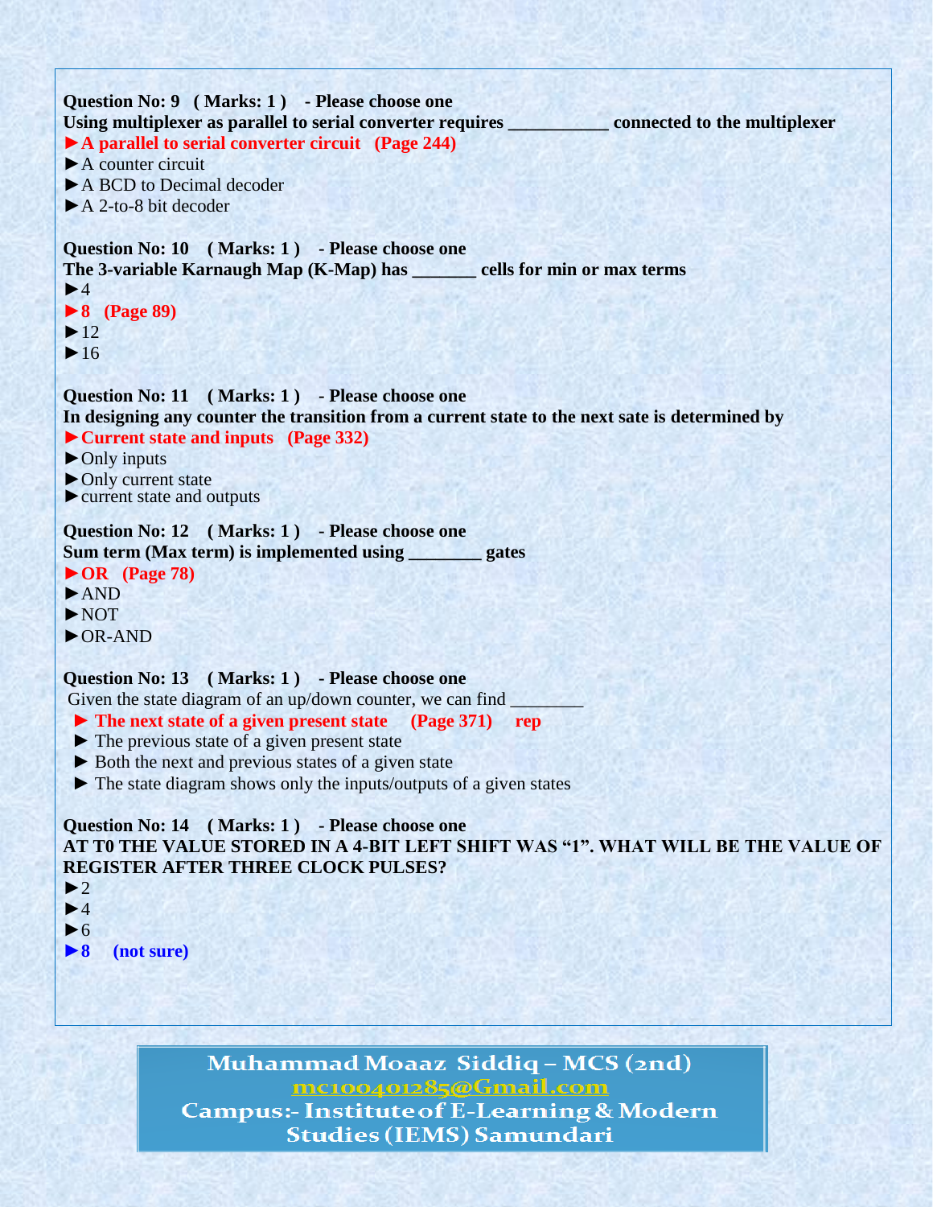**Question No: 9 ( Marks: 1 ) - Please choose one**
**Using multiplexer as parallel to serial converter requires ___________ connected to the multiplexer**

► **A parallel to serial converter circuit (Page 244)**
► A counter circuit
► A BCD to Decimal decoder
► A 2-to-8 bit decoder

**Question No: 10 ( Marks: 1 ) - Please choose one**
**The 3-variable Karnaugh Map (K-Map) has _______ cells for min or max terms**

► 4
► **8 (Page 89)**
► 12
► 16

**Question No: 11 ( Marks: 1 ) - Please choose one**
**In designing any counter the transition from a current state to the next sate is determined by**

► **Current state and inputs (Page 332)**
► Only inputs
► Only current state
► current state and outputs

**Question No: 12 ( Marks: 1 ) - Please choose one**
**Sum term (Max term) is implemented using ________ gates**

► **OR (Page 78)**
► AND
► NOT
► OR-AND

**Question No: 13 ( Marks: 1 ) - Please choose one**
Given the state diagram of an up/down counter, we can find ________

► **The next state of a given present state (Page 371) rep**
► The previous state of a given present state
► Both the next and previous states of a given state
► The state diagram shows only the inputs/outputs of a given states

**Question No: 14 ( Marks: 1 ) - Please choose one**
**AT T0 THE VALUE STORED IN A 4-BIT LEFT SHIFT WAS "1". WHAT WILL BE THE VALUE OF REGISTER AFTER THREE CLOCK PULSES?**

► 2
► 4
► 6
► **8 (not sure)**

Muhammad Moaaz Siddiq – MCS (2nd)
mc100401285@Gmail.com
Campus:- Institute of E-Learning & Modern Studies (IEMS) Samundari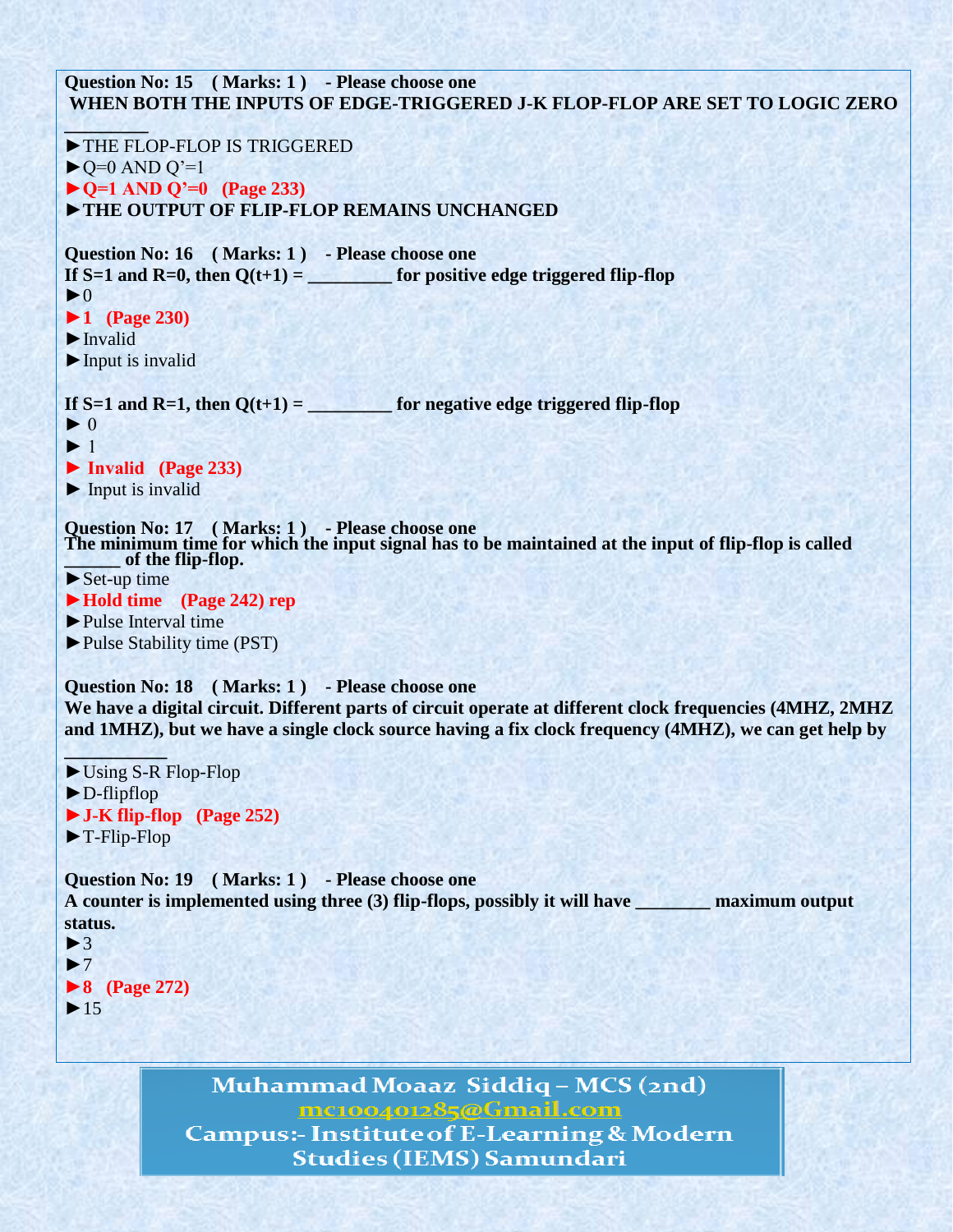**Question No: 15 ( Marks: 1 ) - Please choose one**

**WHEN BOTH THE INPUTS OF EDGE-TRIGGERED J-K FLOP-FLOP ARE SET TO LOGIC ZERO _________**

► THE FLOP-FLOP IS TRIGGERED

► Q=0 AND Q'=1

► **Q=1 AND Q'=0 (Page 233)**

► **THE OUTPUT OF FLIP-FLOP REMAINS UNCHANGED**

**Question No: 16 ( Marks: 1 ) - Please choose one**

**If S=1 and R=0, then Q(t+1) = _________ for positive edge triggered flip-flop**

► 0

► **1 (Page 230)**

► Invalid

► Input is invalid

**If S=1 and R=1, then Q(t+1) = _________ for negative edge triggered flip-flop**

► 0

► 1

► **Invalid (Page 233)**

► Input is invalid

**Question No: 17 ( Marks: 1 ) - Please choose one**

**The minimum time for which the input signal has to be maintained at the input of flip-flop is called ______ of the flip-flop.**

► Set-up time

► **Hold time (Page 242) rep**

► Pulse Interval time

► Pulse Stability time (PST)

**Question No: 18 ( Marks: 1 ) - Please choose one**

**We have a digital circuit. Different parts of circuit operate at different clock frequencies (4MHZ, 2MHZ and 1MHZ), but we have a single clock source having a fix clock frequency (4MHZ), we can get help by ___________**

► Using S-R Flop-Flop

► D-flipflop

► **J-K flip-flop (Page 252)**

► T-Flip-Flop

**Question No: 19 ( Marks: 1 ) - Please choose one**

**A counter is implemented using three (3) flip-flops, possibly it will have ________ maximum output status.**

► 3

► 7

► **8 (Page 272)**

► 15

Muhammad Moaaz Siddiq – MCS (2nd)
mc100401285@Gmail.com
Campus:- Institute of E-Learning & Modern Studies (IEMS) Samundari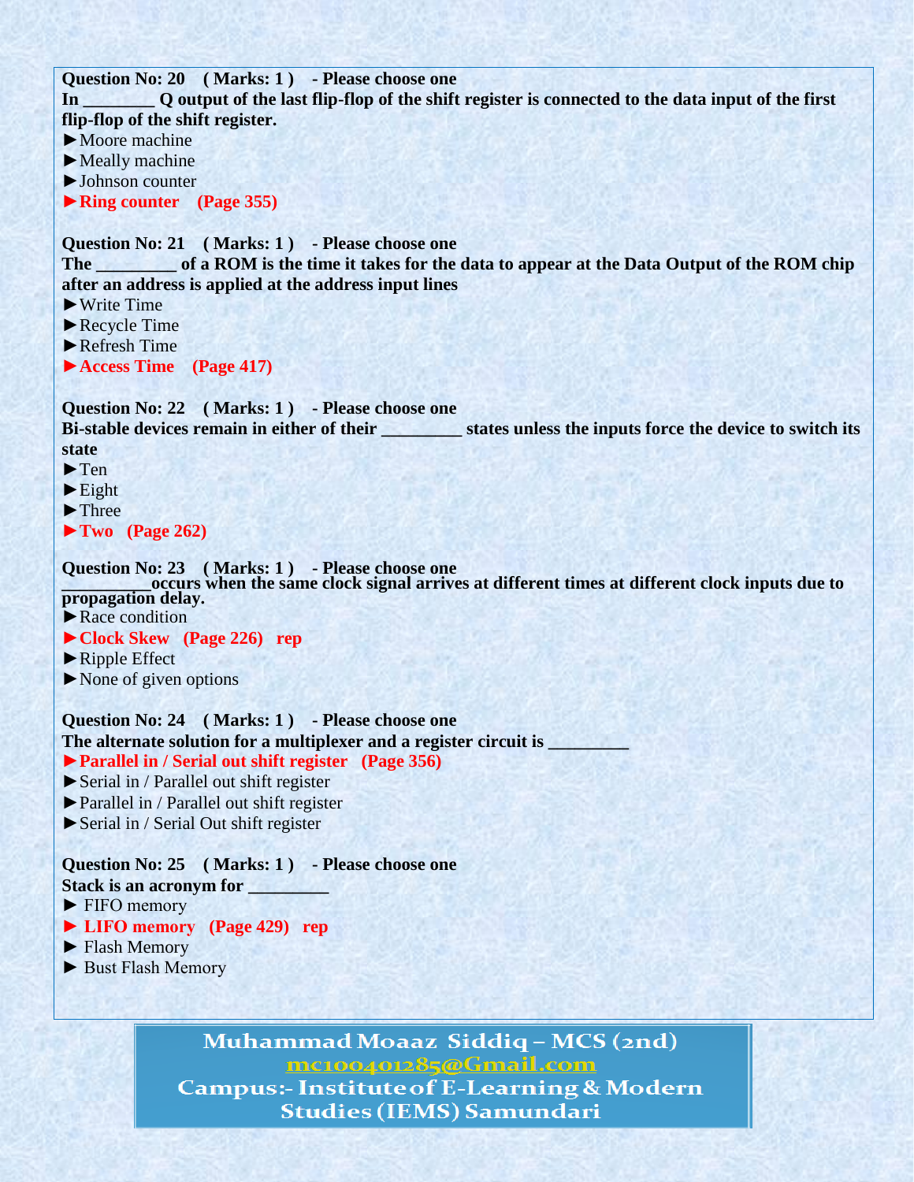**Question No: 20 ( Marks: 1 ) - Please choose one**

**In ________ Q output of the last flip-flop of the shift register is connected to the data input of the first flip-flop of the shift register.**

► Moore machine

► Meally machine

► Johnson counter

► **Ring counter (Page 355)**

**Question No: 21 ( Marks: 1 ) - Please choose one**

**The _________ of a ROM is the time it takes for the data to appear at the Data Output of the ROM chip after an address is applied at the address input lines**

► Write Time

► Recycle Time

► Refresh Time

► **Access Time (Page 417)**

**Question No: 22 ( Marks: 1 ) - Please choose one**

**Bi-stable devices remain in either of their _________ states unless the inputs force the device to switch its state**

► Ten

► Eight

► Three

► **Two (Page 262)**

**Question No: 23 ( Marks: 1 ) - Please choose one**

**__________occurs when the same clock signal arrives at different times at different clock inputs due to propagation delay.**

► Race condition

► **Clock Skew (Page 226) rep**

► Ripple Effect

► None of given options

**Question No: 24 ( Marks: 1 ) - Please choose one**

**The alternate solution for a multiplexer and a register circuit is _________**

► **Parallel in / Serial out shift register (Page 356)**

► Serial in / Parallel out shift register

► Parallel in / Parallel out shift register

► Serial in / Serial Out shift register

**Question No: 25 ( Marks: 1 ) - Please choose one**

**Stack is an acronym for _________**

► FIFO memory

► **LIFO memory (Page 429) rep**

► Flash Memory

► Bust Flash Memory

Muhammad Moaaz Siddiq – MCS (2nd)
mc100401285@Gmail.com
Campus:- Institute of E-Learning & Modern Studies (IEMS) Samundari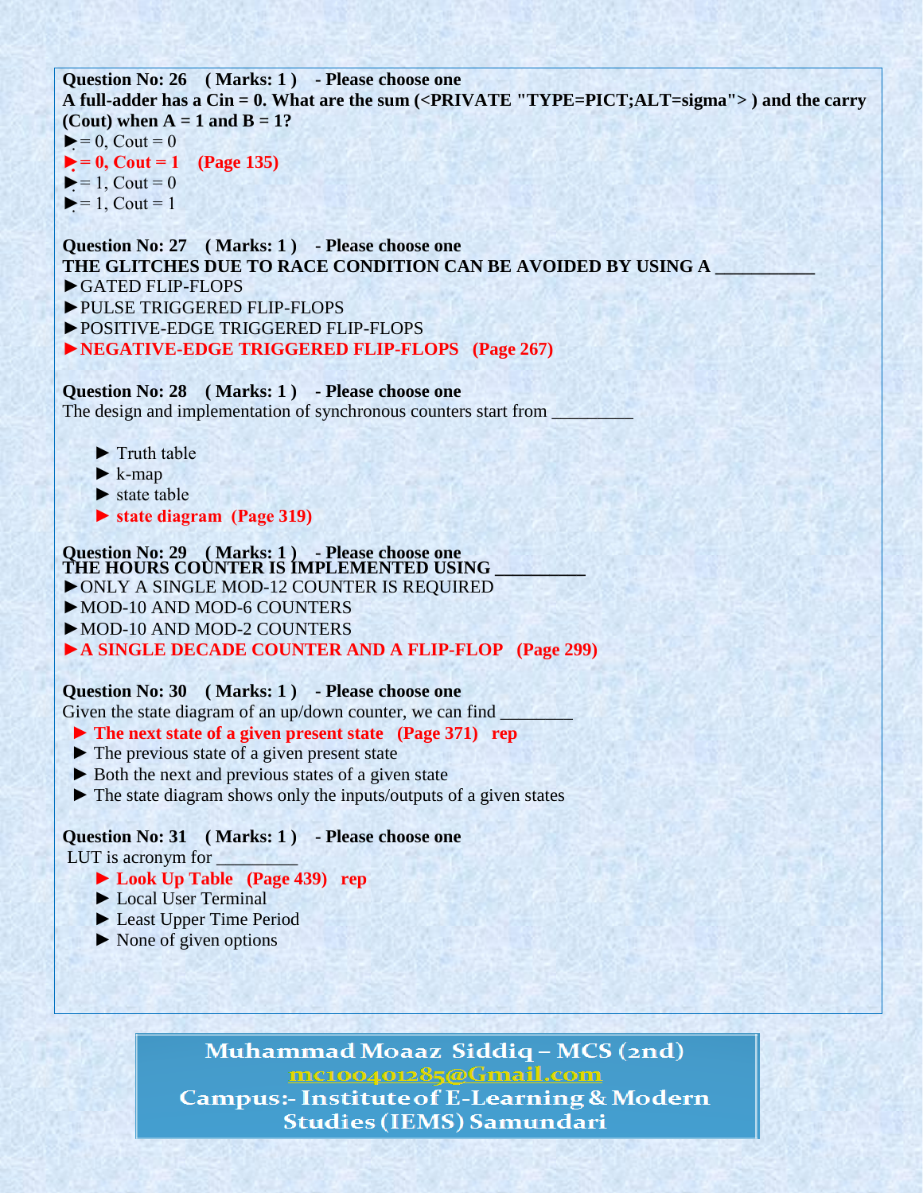**Question No: 26 ( Marks: 1 ) - Please choose one**
**A full-adder has a Cin = 0. What are the sum (<PRIVATE "TYPE=PICT;ALT=sigma"> ) and the carry (Cout) when A = 1 and B = 1?**

► = 0, Cout = 0
► **= 0, Cout = 1 (Page 135)**
► = 1, Cout = 0
► = 1, Cout = 1

**Question No: 27 ( Marks: 1 ) - Please choose one**
**THE GLITCHES DUE TO RACE CONDITION CAN BE AVOIDED BY USING A __________**

► GATED FLIP-FLOPS
► PULSE TRIGGERED FLIP-FLOPS
► POSITIVE-EDGE TRIGGERED FLIP-FLOPS
► **NEGATIVE-EDGE TRIGGERED FLIP-FLOPS (Page 267)**

**Question No: 28 ( Marks: 1 ) - Please choose one**
The design and implementation of synchronous counters start from _________

► Truth table
► k-map
► state table
► **state diagram (Page 319)**

**Question No: 29 ( Marks: 1 ) - Please choose one**
**THE HOURS COUNTER IS IMPLEMENTED USING __________**

► ONLY A SINGLE MOD-12 COUNTER IS REQUIRED
► MOD-10 AND MOD-6 COUNTERS
► MOD-10 AND MOD-2 COUNTERS
► **A SINGLE DECADE COUNTER AND A FLIP-FLOP (Page 299)**

**Question No: 30 ( Marks: 1 ) - Please choose one**
Given the state diagram of an up/down counter, we can find ________

► **The next state of a given present state (Page 371) rep**
► The previous state of a given present state
► Both the next and previous states of a given state
► The state diagram shows only the inputs/outputs of a given states

**Question No: 31 ( Marks: 1 ) - Please choose one**
LUT is acronym for _________

► **Look Up Table (Page 439) rep**
► Local User Terminal
► Least Upper Time Period
► None of given options

Muhammad Moaaz Siddiq – MCS (2nd)
mc100401285@Gmail.com
Campus:- Institute of E-Learning & Modern Studies (IEMS) Samundari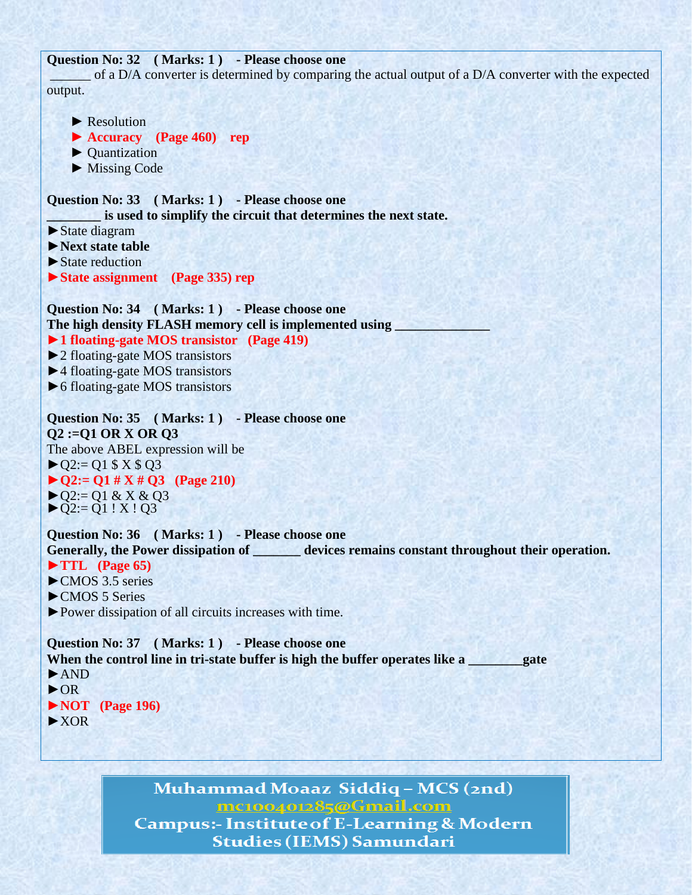**Question No: 32 ( Marks: 1 ) - Please choose one**

______ of a D/A converter is determined by comparing the actual output of a D/A converter with the expected output.

- ► Resolution
- ► **Accuracy (Page 460) rep**
- ► Quantization
- ► Missing Code

**Question No: 33 ( Marks: 1 ) - Please choose one**

**________ is used to simplify the circuit that determines the next state.**

- ►State diagram
- ►**Next state table**
- ►State reduction
- ►**State assignment (Page 335) rep**

**Question No: 34 ( Marks: 1 ) - Please choose one**

**The high density FLASH memory cell is implemented using ______________**

- ►**1 floating-gate MOS transistor (Page 419)**
- ►2 floating-gate MOS transistors
- ►4 floating-gate MOS transistors
- ►6 floating-gate MOS transistors

**Question No: 35 ( Marks: 1 ) - Please choose one**

**Q2 :=Q1 OR X OR Q3**

The above ABEL expression will be

- ►Q2:= Q1 $ X $ Q3
- ►**Q2:= Q1 # X # Q3 (Page 210)**
- ►Q2:= Q1 & X & Q3
- ►Q2:= Q1 ! X ! Q3

**Question No: 36 ( Marks: 1 ) - Please choose one**

**Generally, the Power dissipation of _______ devices remains constant throughout their operation.**

- ►**TTL (Page 65)**
- ►CMOS 3.5 series
- ►CMOS 5 Series
- ►Power dissipation of all circuits increases with time.

**Question No: 37 ( Marks: 1 ) - Please choose one**

**When the control line in tri-state buffer is high the buffer operates like a ________gate**

- ►AND
- ►OR
- ►**NOT (Page 196)**
- ►XOR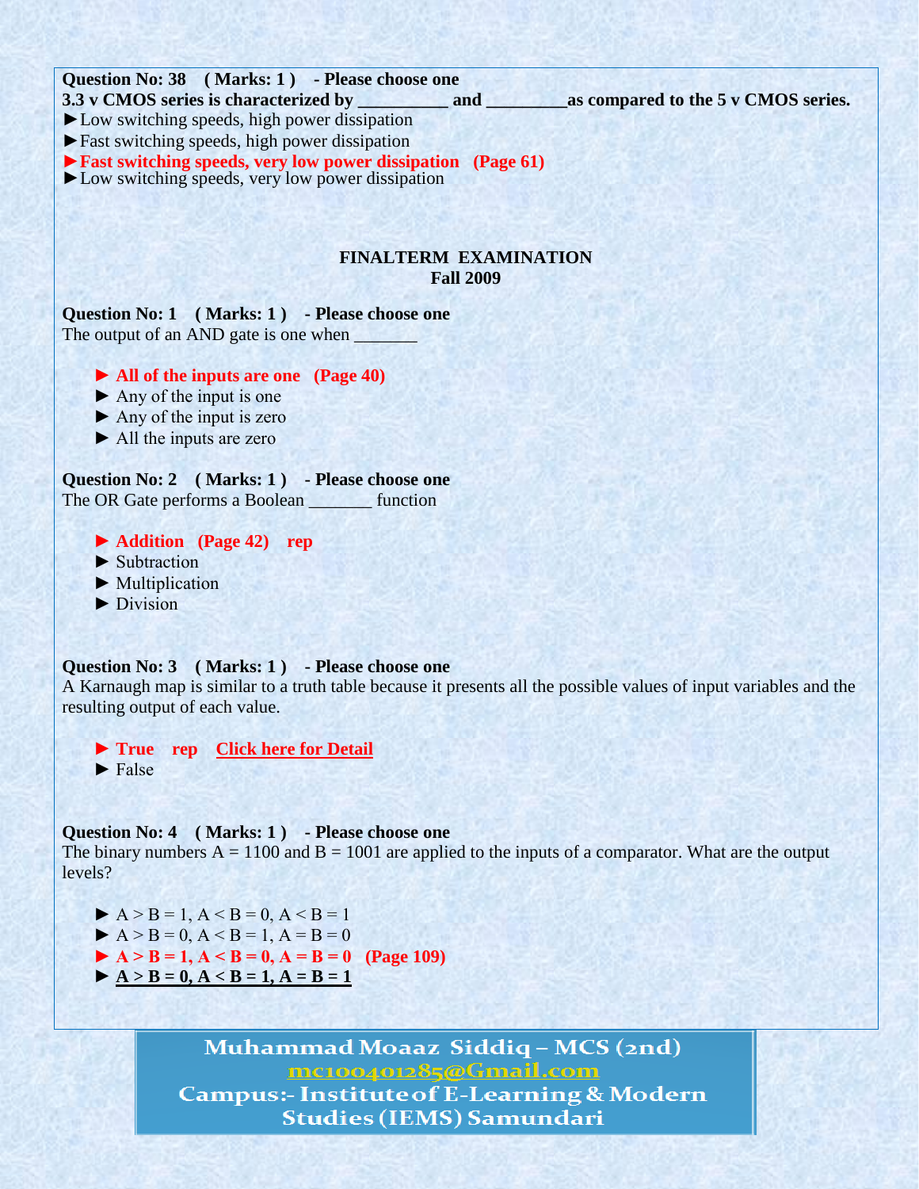**Question No: 38 ( Marks: 1 ) - Please choose one**

**3.3 v CMOS series is characterized by __________ and _________as compared to the 5 v CMOS series.**

► Low switching speeds, high power dissipation

► Fast switching speeds, high power dissipation

► **Fast switching speeds, very low power dissipation (Page 61)**

► Low switching speeds, very low power dissipation

## FINALTERM EXAMINATION
## Fall 2009

**Question No: 1 ( Marks: 1 ) - Please choose one**

The output of an AND gate is one when _______

► **All of the inputs are one (Page 40)**

► Any of the input is one

► Any of the input is zero

► All the inputs are zero

**Question No: 2 ( Marks: 1 ) - Please choose one**

The OR Gate performs a Boolean _______ function

► **Addition (Page 42) rep**

► Subtraction

► Multiplication

► Division

**Question No: 3 ( Marks: 1 ) - Please choose one**

A Karnaugh map is similar to a truth table because it presents all the possible values of input variables and the resulting output of each value.

► **True rep Click here for Detail**

► False

**Question No: 4 ( Marks: 1 ) - Please choose one**

The binary numbers A = 1100 and B = 1001 are applied to the inputs of a comparator. What are the output levels?

► A > B = 1, A < B = 0, A < B = 1

► A > B = 0, A < B = 1, A = B = 0

► **A > B = 1, A < B = 0, A = B = 0 (Page 109)**

► **A > B = 0, A < B = 1, A = B = 1**

Muhammad Moaaz Siddiq – MCS (2nd)
mc100401285@Gmail.com
Campus:- Institute of E-Learning & Modern Studies (IEMS) Samundari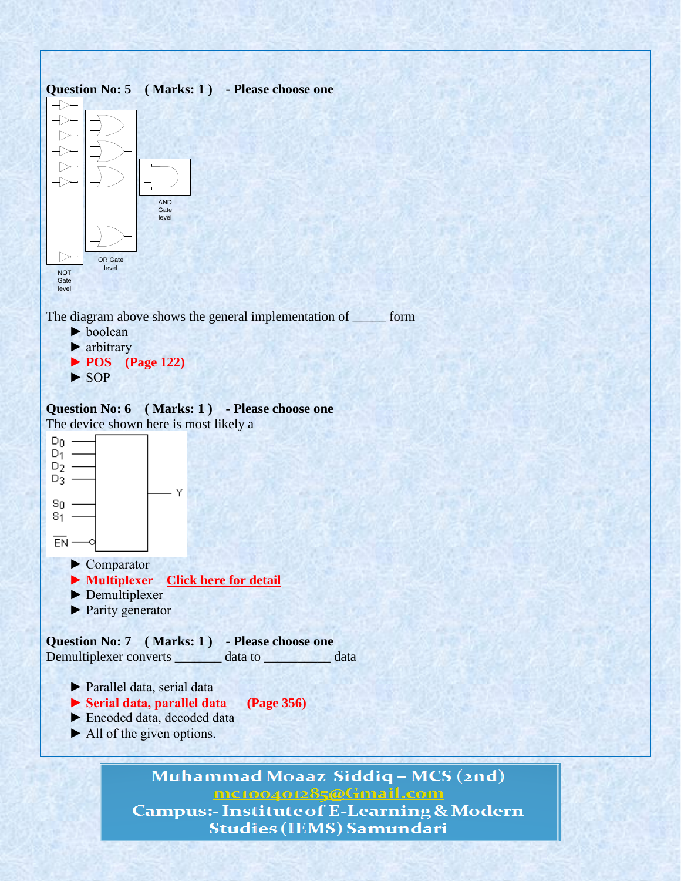**Question No: 5 ( Marks: 1 ) - Please choose one**

NOT Gate level

OR Gate level

AND Gate level

The diagram above shows the general implementation of _____ form

- ► boolean
- ► arbitrary
- ► **POS (Page 122)**
- ► SOP

**Question No: 6 ( Marks: 1 ) - Please choose one**

The device shown here is most likely a

$D_0$ $D_1$ $D_2$ $D_3$ $S_0$ $S_1$ $\overline{EN}$ Y

- ► Comparator
- ► **Multiplexer** Click here for detail
- ► Demultiplexer
- ► Parity generator

**Question No: 7 ( Marks: 1 ) - Please choose one**

Demultiplexer converts _______ data to __________ data

- ► Parallel data, serial data
- ► **Serial data, parallel data (Page 356)**
- ► Encoded data, decoded data
- ► All of the given options.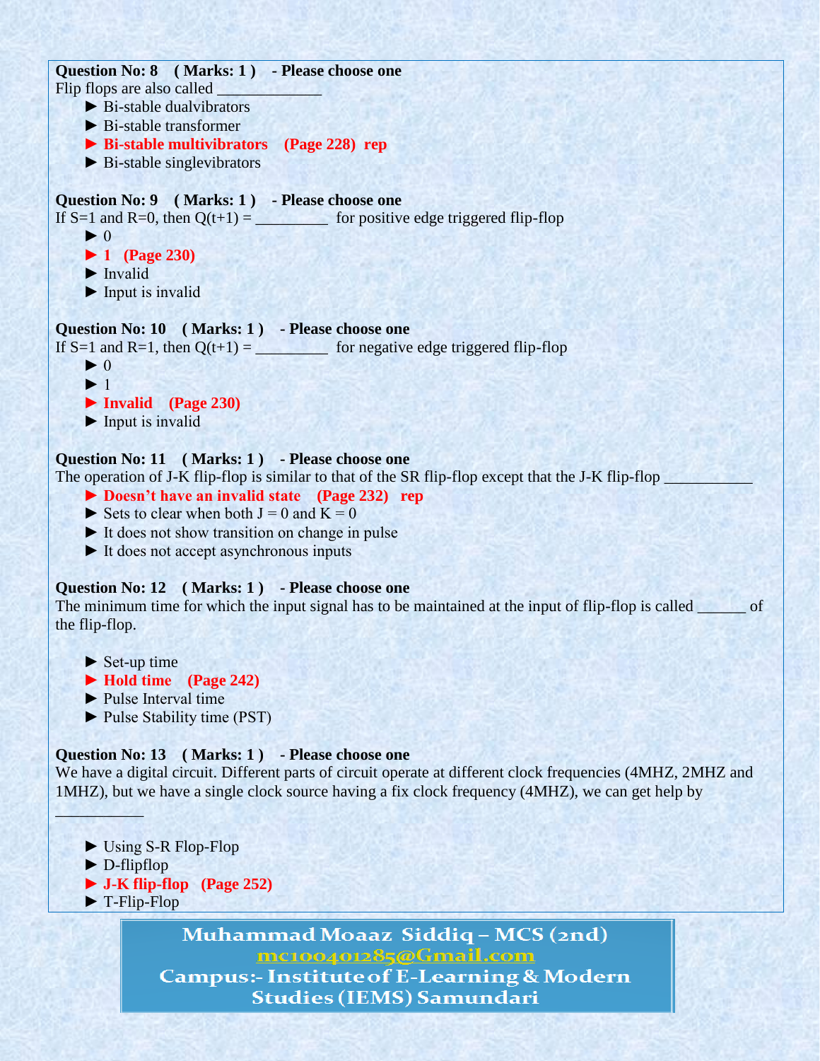**Question No: 8 ( Marks: 1 ) - Please choose one**

Flip flops are also called _____________

- ► Bi-stable dualvibrators
- ► Bi-stable transformer
- ► **Bi-stable multivibrators (Page 228) rep**
- ► Bi-stable singlevibrators

**Question No: 9 ( Marks: 1 ) - Please choose one**

If S=1 and R=0, then Q(t+1) = _________ for positive edge triggered flip-flop

- ► 0
- ► **1 (Page 230)**
- ► Invalid
- ► Input is invalid

**Question No: 10 ( Marks: 1 ) - Please choose one**

If S=1 and R=1, then Q(t+1) = _________ for negative edge triggered flip-flop

- ► 0
- ► 1
- ► **Invalid (Page 230)**
- ► Input is invalid

**Question No: 11 ( Marks: 1 ) - Please choose one**

The operation of J-K flip-flop is similar to that of the SR flip-flop except that the J-K flip-flop ___________

- ► **Doesn't have an invalid state (Page 232) rep**
- ► Sets to clear when both J = 0 and K = 0
- ► It does not show transition on change in pulse
- ► It does not accept asynchronous inputs

**Question No: 12 ( Marks: 1 ) - Please choose one**

The minimum time for which the input signal has to be maintained at the input of flip-flop is called ______ of the flip-flop.

- ► Set-up time
- ► **Hold time (Page 242)**
- ► Pulse Interval time
- ► Pulse Stability time (PST)

**Question No: 13 ( Marks: 1 ) - Please choose one**

We have a digital circuit. Different parts of circuit operate at different clock frequencies (4MHZ, 2MHZ and 1MHZ), but we have a single clock source having a fix clock frequency (4MHZ), we can get help by ___________

- ► Using S-R Flop-Flop
- ► D-flipflop
- ► **J-K flip-flop (Page 252)**
- ► T-Flip-Flop

**Muhammad Moaaz Siddiq – MCS (2nd)**
**mc100401285@Gmail.com**
**Campus:- Institute of E-Learning & Modern Studies (IEMS) Samundari**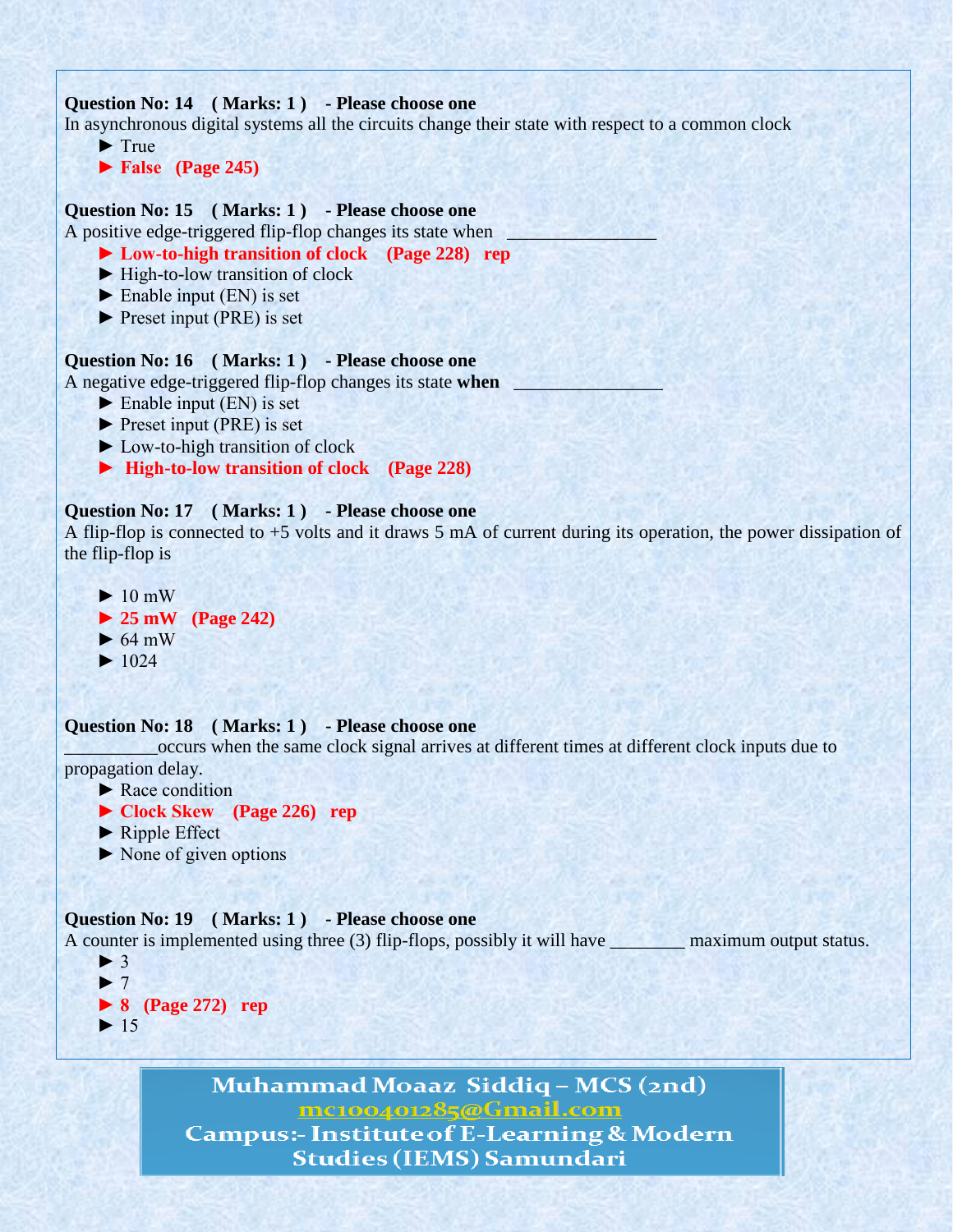**Question No: 14 ( Marks: 1 ) - Please choose one**

In asynchronous digital systems all the circuits change their state with respect to a common clock

► True

► **False (Page 245)**

**Question No: 15 ( Marks: 1 ) - Please choose one**

A positive edge-triggered flip-flop changes its state when ________________

► **Low-to-high transition of clock (Page 228) rep**

► High-to-low transition of clock

► Enable input (EN) is set

► Preset input (PRE) is set

**Question No: 16 ( Marks: 1 ) - Please choose one**

A negative edge-triggered flip-flop changes its state **when** ________________

► Enable input (EN) is set

► Preset input (PRE) is set

► Low-to-high transition of clock

► **High-to-low transition of clock (Page 228)**

**Question No: 17 ( Marks: 1 ) - Please choose one**

A flip-flop is connected to +5 volts and it draws 5 mA of current during its operation, the power dissipation of the flip-flop is

► 10 mW

► **25 mW (Page 242)**

► 64 mW

► 1024

**Question No: 18 ( Marks: 1 ) - Please choose one**

__________occurs when the same clock signal arrives at different times at different clock inputs due to propagation delay.

► Race condition

► **Clock Skew (Page 226) rep**

► Ripple Effect

► None of given options

**Question No: 19 ( Marks: 1 ) - Please choose one**

A counter is implemented using three (3) flip-flops, possibly it will have ________ maximum output status.

► 3

► 7

► **8 (Page 272) rep**

► 15

Muhammad Moaaz Siddiq – MCS (2nd)
mc100401285@Gmail.com
Campus:- Institute of E-Learning & Modern Studies (IEMS) Samundari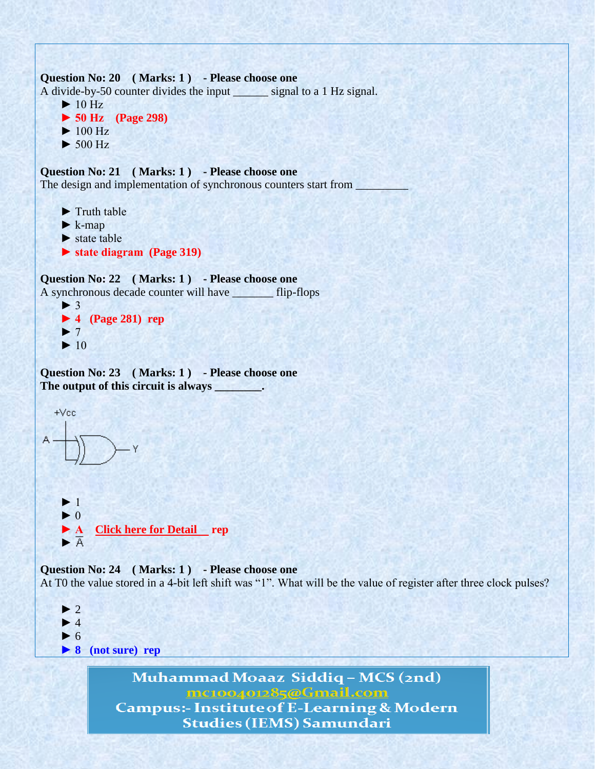**Question No: 20 ( Marks: 1 ) - Please choose one**

A divide-by-50 counter divides the input ______ signal to a 1 Hz signal.

- ► 10 Hz
- ► **50 Hz (Page 298)**
- ► 100 Hz
- ► 500 Hz

**Question No: 21 ( Marks: 1 ) - Please choose one**

The design and implementation of synchronous counters start from _________

- ► Truth table
- ► k-map
- ► state table
- ► **state diagram (Page 319)**

**Question No: 22 ( Marks: 1 ) - Please choose one**

A synchronous decade counter will have _______ flip-flops

- ► 3
- ► **4 (Page 281) rep**
- ► 7
- ► 10

**Question No: 23 ( Marks: 1 ) - Please choose one**

**The output of this circuit is always ________.**

+Vcc

A

Y

- ► 1
- ► 0
- ► **A** Click here for Detail **rep**
- ► $\overline{A}$

**Question No: 24 ( Marks: 1 ) - Please choose one**

At T0 the value stored in a 4-bit left shift was "1". What will be the value of register after three clock pulses?

- ► 2
- ► 4
- ► 6
- ► **8 (not sure) rep**

Muhammad Moaaz Siddiq – MCS (2nd)
mc100401285@Gmail.com
Campus:- Institute of E-Learning & Modern Studies (IEMS) Samundari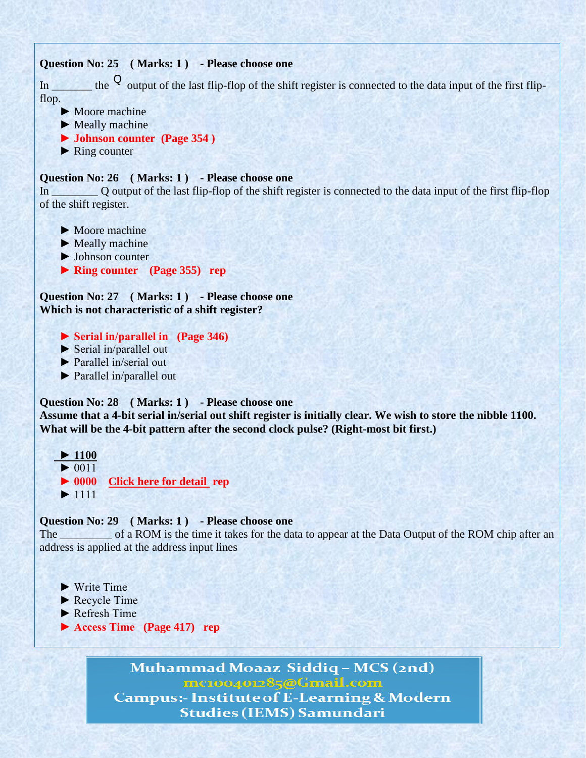**Question No: 25 ( Marks: 1 ) - Please choose one**

In _______ the $\overline{Q}$ output of the last flip-flop of the shift register is connected to the data input of the first flip-flop.

- ► Moore machine
- ► Meally machine
- ► **Johnson counter (Page 354 )**
- ► Ring counter

**Question No: 26 ( Marks: 1 ) - Please choose one**

In ________ Q output of the last flip-flop of the shift register is connected to the data input of the first flip-flop of the shift register.

- ► Moore machine
- ► Meally machine
- ► Johnson counter
- ► **Ring counter (Page 355) rep**

**Question No: 27 ( Marks: 1 ) - Please choose one**

**Which is not characteristic of a shift register?**

- ► **Serial in/parallel in (Page 346)**
- ► Serial in/parallel out
- ► Parallel in/serial out
- ► Parallel in/parallel out

**Question No: 28 ( Marks: 1 ) - Please choose one**

**Assume that a 4-bit serial in/serial out shift register is initially clear. We wish to store the nibble 1100. What will be the 4-bit pattern after the second clock pulse? (Right-most bit first.)**

- ► **1100**
- ► 0011
- ► **0000 Click here for detail rep**
- ► 1111

**Question No: 29 ( Marks: 1 ) - Please choose one**

The _________ of a ROM is the time it takes for the data to appear at the Data Output of the ROM chip after an address is applied at the address input lines

- ► Write Time
- ► Recycle Time
- ► Refresh Time
- ► **Access Time (Page 417) rep**

**Muhammad Moaaz Siddiq – MCS (2nd)**
**mc100401285@Gmail.com**
**Campus:- Institute of E-Learning & Modern Studies (IEMS) Samundari**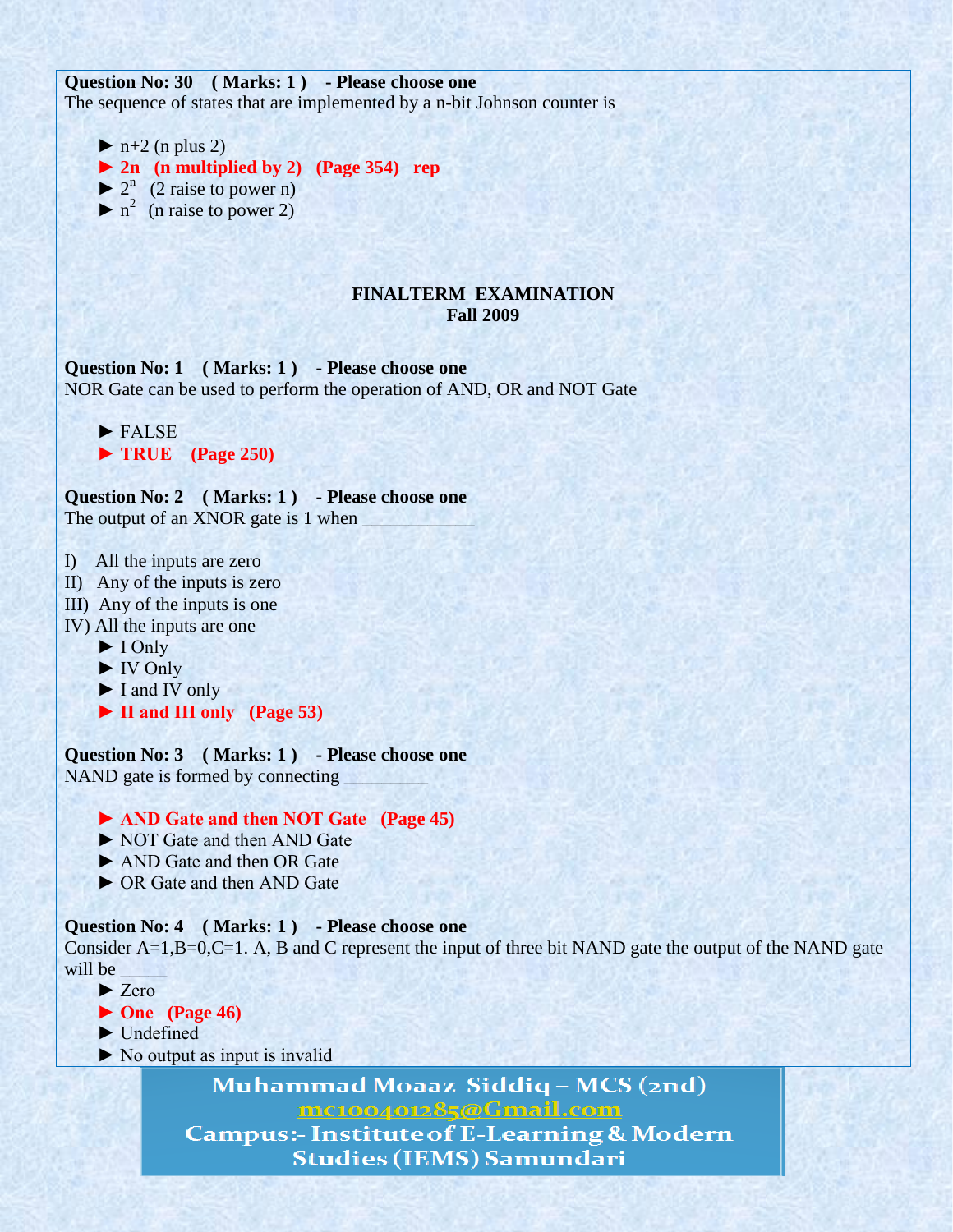**Question No: 30 ( Marks: 1 ) - Please choose one**
The sequence of states that are implemented by a n-bit Johnson counter is

► n+2 (n plus 2)
► **2n (n multiplied by 2) (Page 354) rep**
► $2^n$ (2 raise to power n)
► $n^2$ (n raise to power 2)

## FINALTERM EXAMINATION
## Fall 2009

**Question No: 1 ( Marks: 1 ) - Please choose one**
NOR Gate can be used to perform the operation of AND, OR and NOT Gate

► FALSE
► **TRUE (Page 250)**

**Question No: 2 ( Marks: 1 ) - Please choose one**
The output of an XNOR gate is 1 when ____________

I) All the inputs are zero
II) Any of the inputs is zero
III) Any of the inputs is one
IV) All the inputs are one

► I Only
► IV Only
► I and IV only
► **II and III only (Page 53)**

**Question No: 3 ( Marks: 1 ) - Please choose one**
NAND gate is formed by connecting _________

► **AND Gate and then NOT Gate (Page 45)**
► NOT Gate and then AND Gate
► AND Gate and then OR Gate
► OR Gate and then AND Gate

**Question No: 4 ( Marks: 1 ) - Please choose one**
Consider A=1,B=0,C=1. A, B and C represent the input of three bit NAND gate the output of the NAND gate will be _____

► Zero
► **One (Page 46)**
► Undefined
► No output as input is invalid

Muhammad Moaaz Siddiq – MCS (2nd)
mc100401285@Gmail.com
Campus:- Institute of E-Learning & Modern Studies (IEMS) Samundari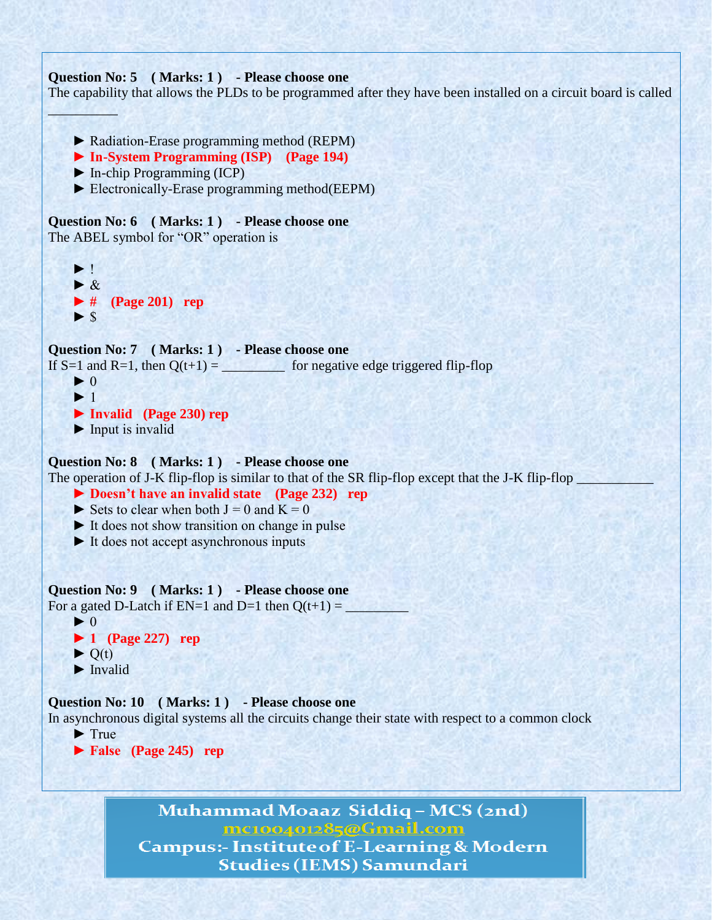**Question No: 5 ( Marks: 1 ) - Please choose one**
The capability that allows the PLDs to be programmed after they have been installed on a circuit board is called __________

- ► Radiation-Erase programming method (REPM)
- ► **In-System Programming (ISP) (Page 194)**
- ► In-chip Programming (ICP)
- ► Electronically-Erase programming method(EEPM)

**Question No: 6 ( Marks: 1 ) - Please choose one**
The ABEL symbol for "OR" operation is

- ► !
- ► &
- ► **# (Page 201) rep**
- ► $

**Question No: 7 ( Marks: 1 ) - Please choose one**
If S=1 and R=1, then Q(t+1) = _________ for negative edge triggered flip-flop

- ► 0
- ► 1
- ► **Invalid (Page 230) rep**
- ► Input is invalid

**Question No: 8 ( Marks: 1 ) - Please choose one**
The operation of J-K flip-flop is similar to that of the SR flip-flop except that the J-K flip-flop ___________

- ► **Doesn't have an invalid state (Page 232) rep**
- ► Sets to clear when both J = 0 and K = 0
- ► It does not show transition on change in pulse
- ► It does not accept asynchronous inputs

**Question No: 9 ( Marks: 1 ) - Please choose one**
For a gated D-Latch if EN=1 and D=1 then Q(t+1) = _________

- ► 0
- ► **1 (Page 227) rep**
- ► Q(t)
- ► Invalid

**Question No: 10 ( Marks: 1 ) - Please choose one**
In asynchronous digital systems all the circuits change their state with respect to a common clock

- ► True
- ► **False (Page 245) rep**

Muhammad Moaaz Siddiq – MCS (2nd)
mc100401285@Gmail.com
Campus:- Institute of E-Learning & Modern Studies (IEMS) Samundari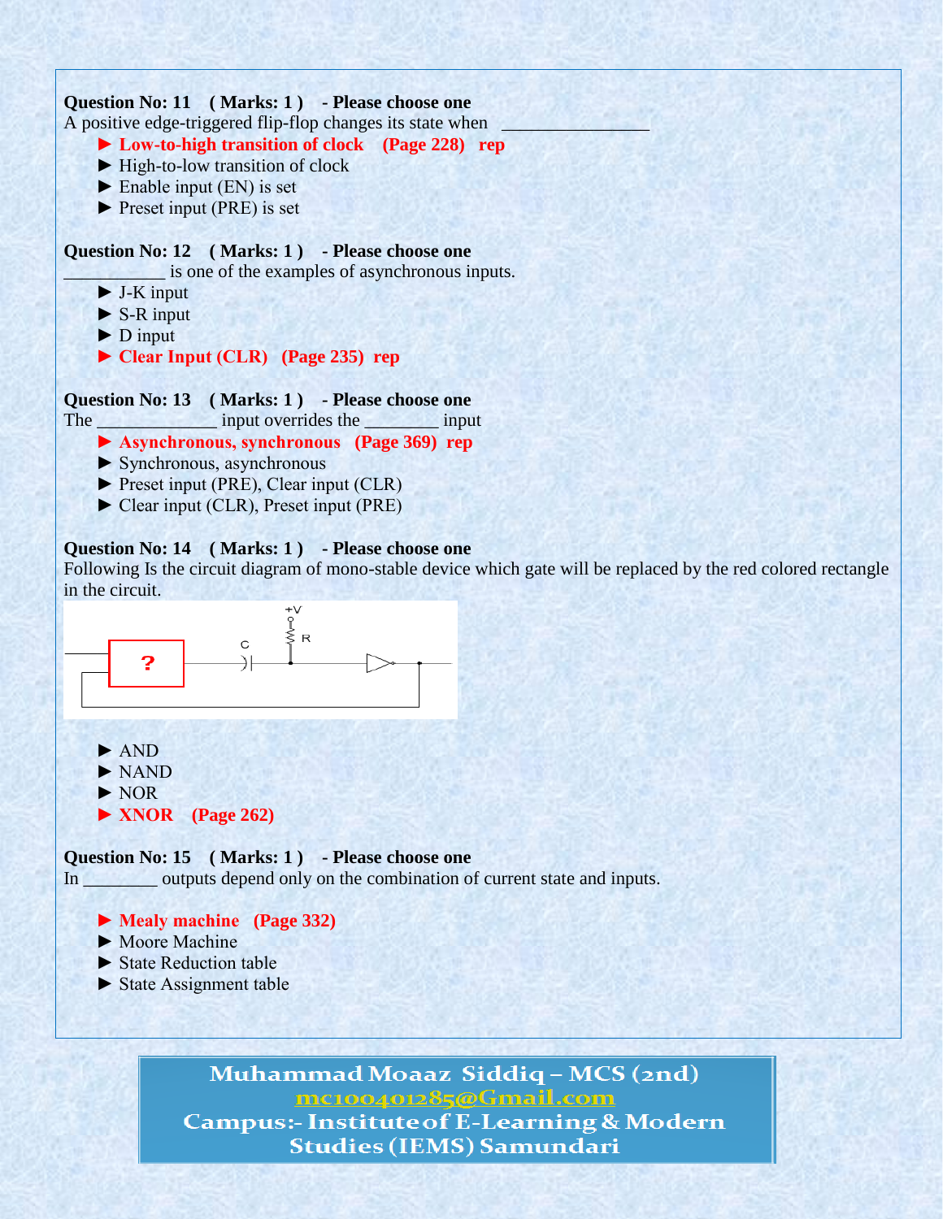**Question No: 11 ( Marks: 1 ) - Please choose one**

A positive edge-triggered flip-flop changes its state when ________________

- ► **Low-to-high transition of clock (Page 228) rep**
- ► High-to-low transition of clock
- ► Enable input (EN) is set
- ► Preset input (PRE) is set

**Question No: 12 ( Marks: 1 ) - Please choose one**

___________ is one of the examples of asynchronous inputs.

- ► J-K input
- ► S-R input
- ► D input
- ► **Clear Input (CLR) (Page 235) rep**

**Question No: 13 ( Marks: 1 ) - Please choose one**

The _____________ input overrides the ________ input

- ► **Asynchronous, synchronous (Page 369) rep**
- ► Synchronous, asynchronous
- ► Preset input (PRE), Clear input (CLR)
- ► Clear input (CLR), Preset input (PRE)

**Question No: 14 ( Marks: 1 ) - Please choose one**

Following Is the circuit diagram of mono-stable device which gate will be replaced by the red colored rectangle in the circuit.

- ► AND
- ► NAND
- ► NOR
- ► **XNOR (Page 262)**

**Question No: 15 ( Marks: 1 ) - Please choose one**

In ________ outputs depend only on the combination of current state and inputs.

- ► **Mealy machine (Page 332)**
- ► Moore Machine
- ► State Reduction table
- ► State Assignment table

Muhammad Moaaz Siddiq – MCS (2nd)
mc100401285@Gmail.com
Campus:- Institute of E-Learning & Modern Studies (IEMS) Samundari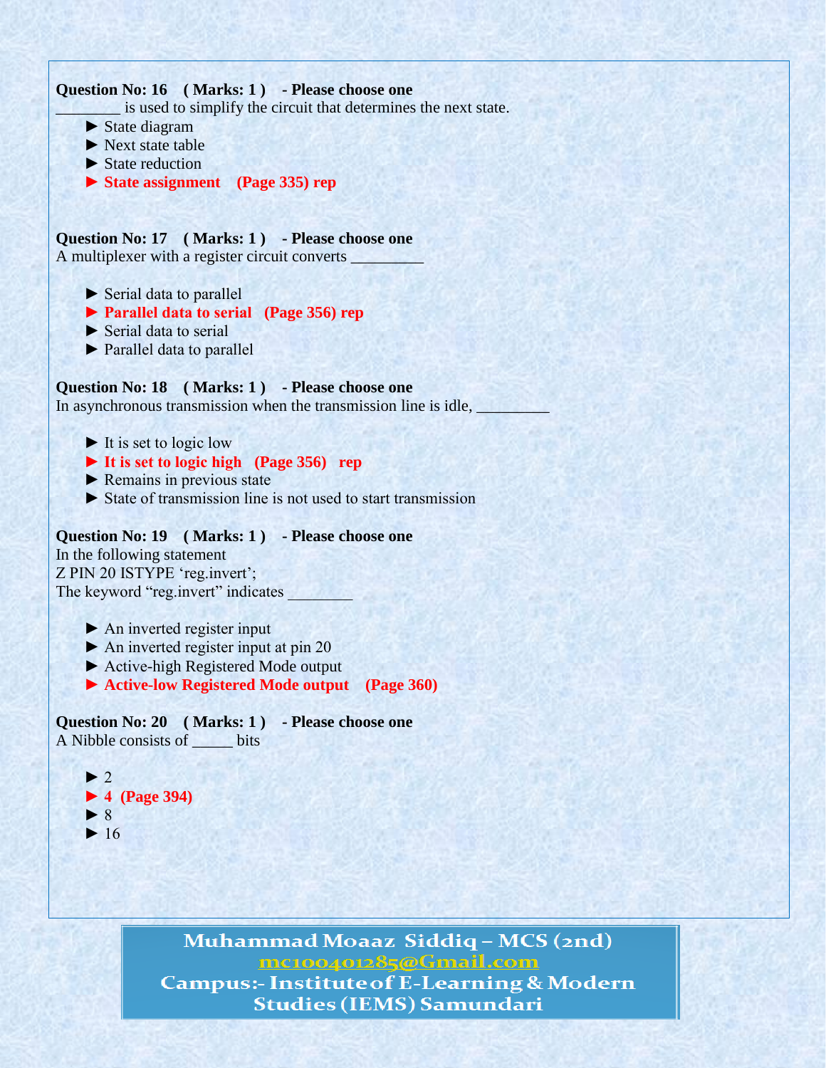**Question No: 16 ( Marks: 1 ) - Please choose one**

________ is used to simplify the circuit that determines the next state.

► State diagram
► Next state table
► State reduction
► **State assignment (Page 335) rep**

**Question No: 17 ( Marks: 1 ) - Please choose one**

A multiplexer with a register circuit converts _________

► Serial data to parallel
► **Parallel data to serial (Page 356) rep**
► Serial data to serial
► Parallel data to parallel

**Question No: 18 ( Marks: 1 ) - Please choose one**

In asynchronous transmission when the transmission line is idle, _________

► It is set to logic low
► **It is set to logic high (Page 356) rep**
► Remains in previous state
► State of transmission line is not used to start transmission

**Question No: 19 ( Marks: 1 ) - Please choose one**

In the following statement
Z PIN 20 ISTYPE 'reg.invert';
The keyword "reg.invert" indicates ________

► An inverted register input
► An inverted register input at pin 20
► Active-high Registered Mode output
► **Active-low Registered Mode output (Page 360)**

**Question No: 20 ( Marks: 1 ) - Please choose one**

A Nibble consists of _____ bits

► 2
► **4 (Page 394)**
► 8
► 16

**Muhammad Moaaz Siddiq – MCS (2nd)**
**mc100401285@Gmail.com**
**Campus:- Institute of E-Learning & Modern Studies (IEMS) Samundari**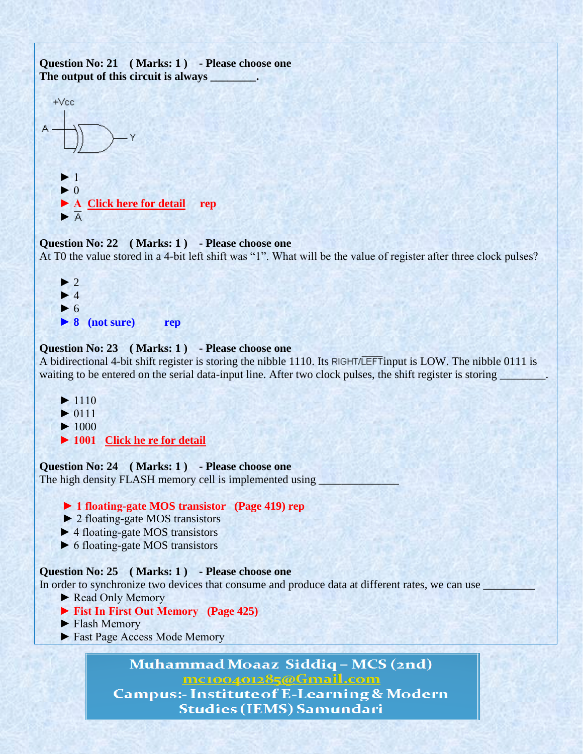**Question No: 21 ( Marks: 1 ) - Please choose one**
**The output of this circuit is always ________.**

+Vcc

A — Y

- ► 1
- ► 0
- ► **A** **Click here for detail** **rep**
- ► $\overline{A}$

**Question No: 22 ( Marks: 1 ) - Please choose one**
At T0 the value stored in a 4-bit left shift was "1". What will be the value of register after three clock pulses?

- ► 2
- ► 4
- ► 6
- ► **8 (not sure) rep**

**Question No: 23 ( Marks: 1 ) - Please choose one**
A bidirectional 4-bit shift register is storing the nibble 1110. Its RIGHT/$\overline{\text{LEFT}}$ input is LOW. The nibble 0111 is waiting to be entered on the serial data-input line. After two clock pulses, the shift register is storing ________.

- ► 1110
- ► 0111
- ► 1000
- ► **1001** **Click he re for detail**

**Question No: 24 ( Marks: 1 ) - Please choose one**
The high density FLASH memory cell is implemented using ______________

- ► **1 floating-gate MOS transistor (Page 419) rep**
- ► 2 floating-gate MOS transistors
- ► 4 floating-gate MOS transistors
- ► 6 floating-gate MOS transistors

**Question No: 25 ( Marks: 1 ) - Please choose one**
In order to synchronize two devices that consume and produce data at different rates, we can use _________

- ► Read Only Memory
- ► **Fist In First Out Memory (Page 425)**
- ► Flash Memory
- ► Fast Page Access Mode Memory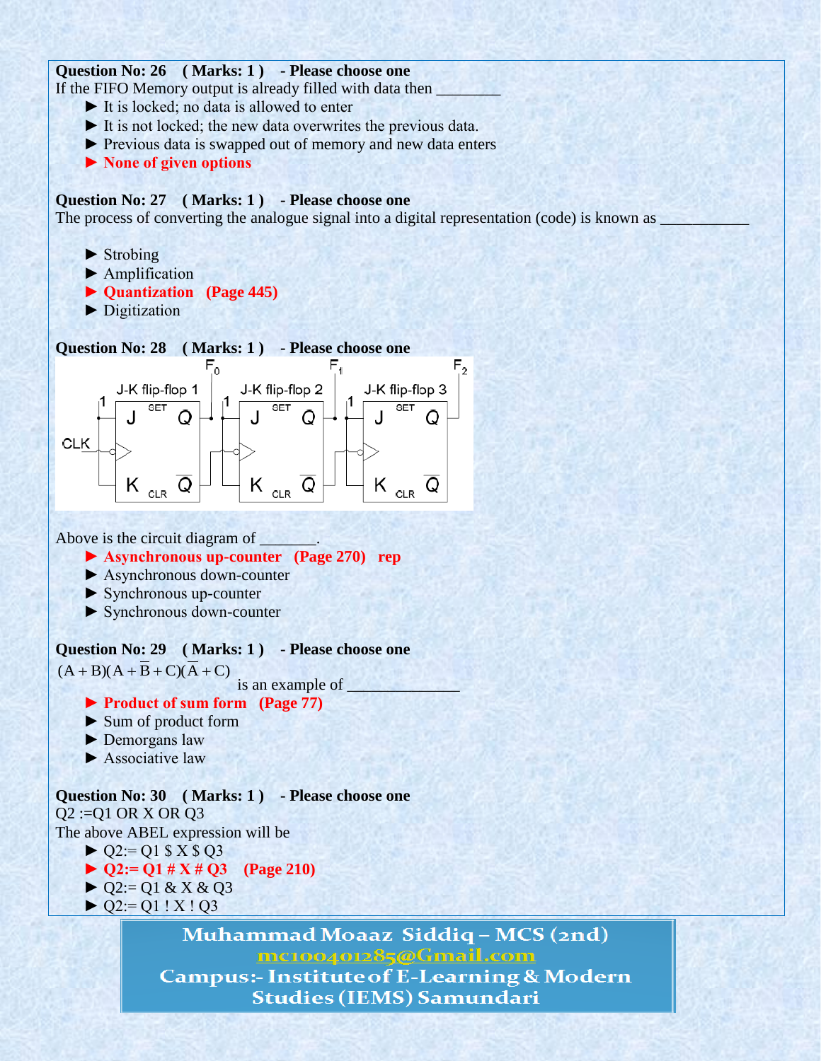**Question No: 26 ( Marks: 1 ) - Please choose one**

If the FIFO Memory output is already filled with data then ________

- ► It is locked; no data is allowed to enter
- ► It is not locked; the new data overwrites the previous data.
- ► Previous data is swapped out of memory and new data enters
- ► **None of given options**

**Question No: 27 ( Marks: 1 ) - Please choose one**

The process of converting the analogue signal into a digital representation (code) is known as ___________

- ► Strobing
- ► Amplification
- ► **Quantization (Page 445)**
- ► Digitization

**Question No: 28 ( Marks: 1 ) - Please choose one**

Above is the circuit diagram of _______.

- ► **Asynchronous up-counter (Page 270) rep**
- ► Asynchronous down-counter
- ► Synchronous up-counter
- ► Synchronous down-counter

**Question No: 29 ( Marks: 1 ) - Please choose one**

$(A + B)(A + \overline{B} + C)(\overline{A} + C)$ is an example of _____________

- ► **Product of sum form (Page 77)**
- ► Sum of product form
- ► Demorgans law
- ► Associative law

**Question No: 30 ( Marks: 1 ) - Please choose one**

Q2 :=Q1 OR X OR Q3

The above ABEL expression will be

- ► Q2:= Q1 $ X $ Q3
- ► **Q2:= Q1 # X # Q3 (Page 210)**
- ► Q2:= Q1 & X & Q3
- ► Q2:= Q1 ! X ! Q3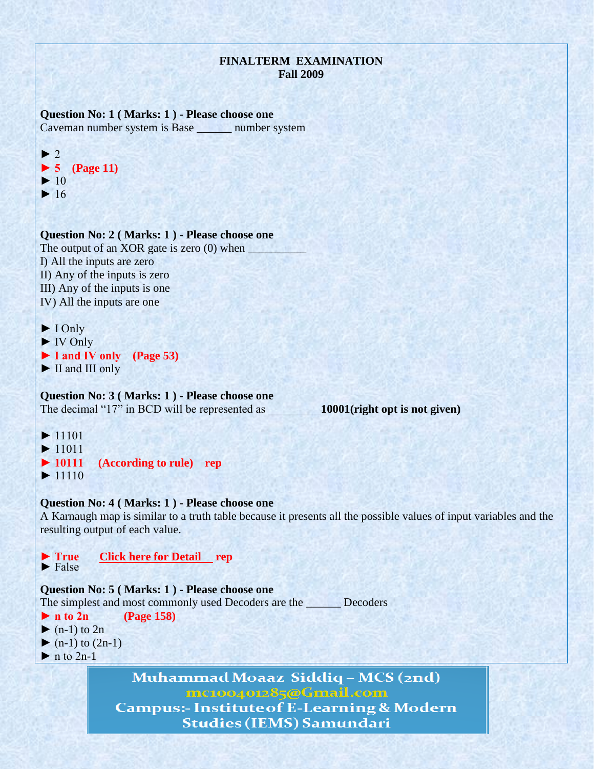**FINALTERM EXAMINATION**
**Fall 2009**

**Question No: 1 ( Marks: 1 ) - Please choose one**
Caveman number system is Base ______ number system

► 2
► **5 (Page 11)**
► 10
► 16

**Question No: 2 ( Marks: 1 ) - Please choose one**
The output of an XOR gate is zero (0) when __________
I) All the inputs are zero
II) Any of the inputs is zero
III) Any of the inputs is one
IV) All the inputs are one

► I Only
► IV Only
► **I and IV only (Page 53)**
► II and III only

**Question No: 3 ( Marks: 1 ) - Please choose one**
The decimal "17" in BCD will be represented as _________**10001(right opt is not given)**

► 11101
► 11011
► **10111 (According to rule) rep**
► 11110

**Question No: 4 ( Marks: 1 ) - Please choose one**
A Karnaugh map is similar to a truth table because it presents all the possible values of input variables and the resulting output of each value.

► **True** **Click here for Detail** **rep**
► False

**Question No: 5 ( Marks: 1 ) - Please choose one**
The simplest and most commonly used Decoders are the ______ Decoders
► **n to 2n (Page 158)**
► (n-1) to 2n
► (n-1) to (2n-1)
► n to 2n-1

Muhammad Moaaz Siddiq – MCS (2nd)
mc100401285@Gmail.com
Campus:- Institute of E-Learning & Modern Studies (IEMS) Samundari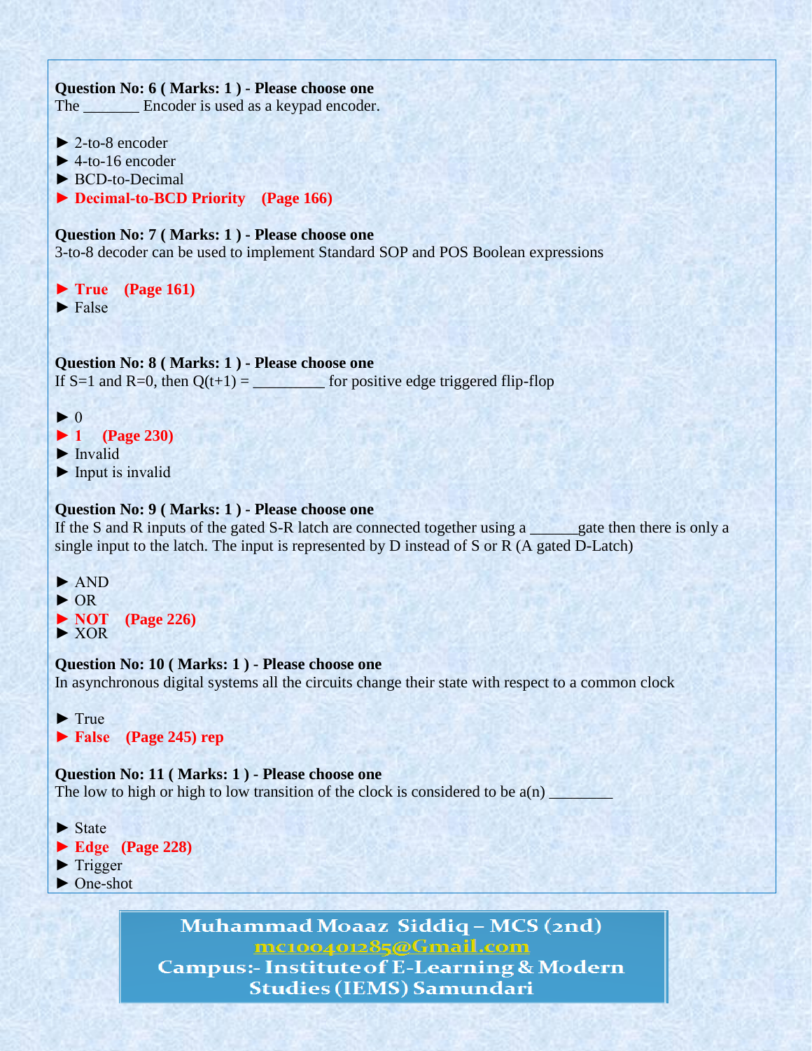**Question No: 6 ( Marks: 1 ) - Please choose one**
The _______ Encoder is used as a keypad encoder.

► 2-to-8 encoder
► 4-to-16 encoder
► BCD-to-Decimal
► **Decimal-to-BCD Priority (Page 166)**

**Question No: 7 ( Marks: 1 ) - Please choose one**
3-to-8 decoder can be used to implement Standard SOP and POS Boolean expressions

► **True (Page 161)**
► False

**Question No: 8 ( Marks: 1 ) - Please choose one**
If S=1 and R=0, then Q(t+1) = _________ for positive edge triggered flip-flop

► 0
► **1 (Page 230)**
► Invalid
► Input is invalid

**Question No: 9 ( Marks: 1 ) - Please choose one**
If the S and R inputs of the gated S-R latch are connected together using a ______gate then there is only a single input to the latch. The input is represented by D instead of S or R (A gated D-Latch)

► AND
► OR
► **NOT (Page 226)**
► XOR

**Question No: 10 ( Marks: 1 ) - Please choose one**
In asynchronous digital systems all the circuits change their state with respect to a common clock

► True
► **False (Page 245) rep**

**Question No: 11 ( Marks: 1 ) - Please choose one**
The low to high or high to low transition of the clock is considered to be a(n) ________

► State
► **Edge (Page 228)**
► Trigger
► One-shot

Muhammad Moaaz Siddiq – MCS (2nd)
mc100401285@Gmail.com
Campus:- Institute of E-Learning & Modern Studies (IEMS) Samundari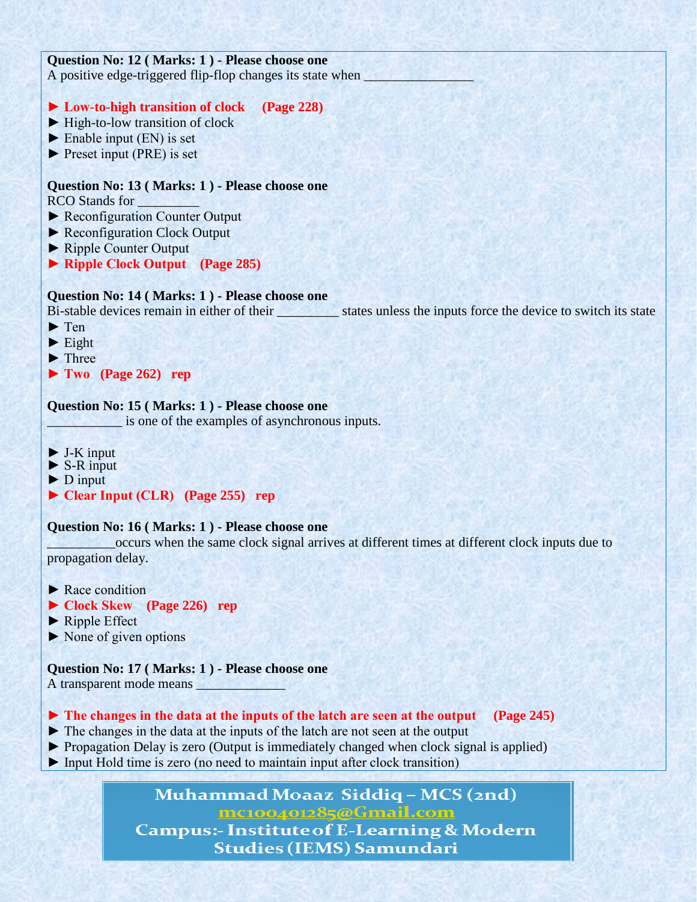**Question No: 12 ( Marks: 1 ) - Please choose one**
A positive edge-triggered flip-flop changes its state when ________________

► **Low-to-high transition of clock (Page 228)**
► High-to-low transition of clock
► Enable input (EN) is set
► Preset input (PRE) is set

**Question No: 13 ( Marks: 1 ) - Please choose one**
RCO Stands for _________
► Reconfiguration Counter Output
► Reconfiguration Clock Output
► Ripple Counter Output
► **Ripple Clock Output (Page 285)**

**Question No: 14 ( Marks: 1 ) - Please choose one**
Bi-stable devices remain in either of their _________ states unless the inputs force the device to switch its state
► Ten
► Eight
► Three
► **Two (Page 262) rep**

**Question No: 15 ( Marks: 1 ) - Please choose one**
___________ is one of the examples of asynchronous inputs.

► J-K input
► S-R input
► D input
► **Clear Input (CLR) (Page 255) rep**

**Question No: 16 ( Marks: 1 ) - Please choose one**
__________occurs when the same clock signal arrives at different times at different clock inputs due to propagation delay.

► Race condition
► **Clock Skew (Page 226) rep**
► Ripple Effect
► None of given options

**Question No: 17 ( Marks: 1 ) - Please choose one**
A transparent mode means _____________

► **The changes in the data at the inputs of the latch are seen at the output (Page 245)**
► The changes in the data at the inputs of the latch are not seen at the output
► Propagation Delay is zero (Output is immediately changed when clock signal is applied)
► Input Hold time is zero (no need to maintain input after clock transition)

**Muhammad Moaaz Siddiq – MCS (2nd)**
**mc100401285@Gmail.com**
**Campus:- Institute of E-Learning & Modern Studies (IEMS) Samundari**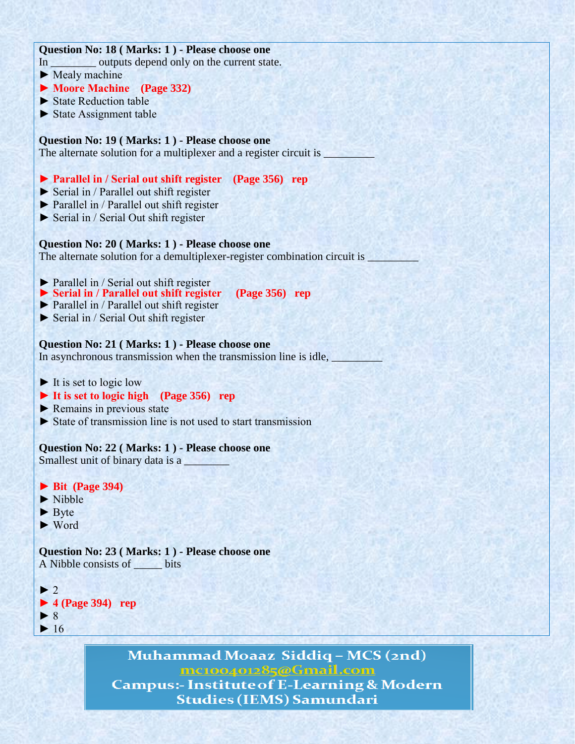**Question No: 18 ( Marks: 1 ) - Please choose one**
In ________ outputs depend only on the current state.

► Mealy machine
► **Moore Machine (Page 332)**
► State Reduction table
► State Assignment table

**Question No: 19 ( Marks: 1 ) - Please choose one**
The alternate solution for a multiplexer and a register circuit is _________

► **Parallel in / Serial out shift register (Page 356) rep**
► Serial in / Parallel out shift register
► Parallel in / Parallel out shift register
► Serial in / Serial Out shift register

**Question No: 20 ( Marks: 1 ) - Please choose one**
The alternate solution for a demultiplexer-register combination circuit is _________

► Parallel in / Serial out shift register
► **Serial in / Parallel out shift register (Page 356) rep**
► Parallel in / Parallel out shift register
► Serial in / Serial Out shift register

**Question No: 21 ( Marks: 1 ) - Please choose one**
In asynchronous transmission when the transmission line is idle, _________

► It is set to logic low
► **It is set to logic high (Page 356) rep**
► Remains in previous state
► State of transmission line is not used to start transmission

**Question No: 22 ( Marks: 1 ) - Please choose one**
Smallest unit of binary data is a ________

► **Bit (Page 394)**
► Nibble
► Byte
► Word

**Question No: 23 ( Marks: 1 ) - Please choose one**
A Nibble consists of _____ bits

► 2
► **4 (Page 394) rep**
► 8
► 16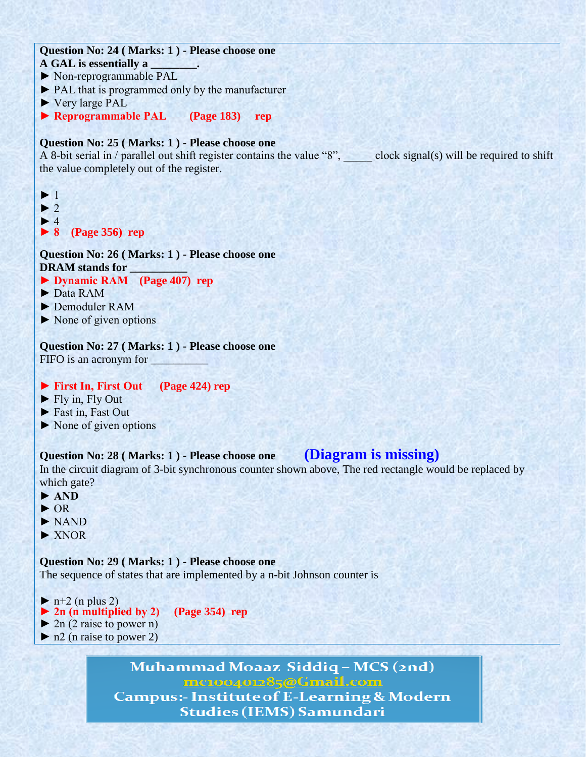**Question No: 24 ( Marks: 1 ) - Please choose one**
**A GAL is essentially a ________.**

► Non-reprogrammable PAL
► PAL that is programmed only by the manufacturer
► Very large PAL
► **Reprogrammable PAL (Page 183) rep**

**Question No: 25 ( Marks: 1 ) - Please choose one**
A 8-bit serial in / parallel out shift register contains the value "8", _____ clock signal(s) will be required to shift the value completely out of the register.

► 1
► 2
► 4
► **8 (Page 356) rep**

**Question No: 26 ( Marks: 1 ) - Please choose one**
**DRAM stands for __________**

► **Dynamic RAM (Page 407) rep**
► Data RAM
► Demoduler RAM
► None of given options

**Question No: 27 ( Marks: 1 ) - Please choose one**
FIFO is an acronym for __________

► **First In, First Out (Page 424) rep**
► Fly in, Fly Out
► Fast in, Fast Out
► None of given options

**Question No: 28 ( Marks: 1 ) - Please choose one** **(Diagram is missing)**
In the circuit diagram of 3-bit synchronous counter shown above, The red rectangle would be replaced by which gate?

► **AND**
► OR
► NAND
► XNOR

**Question No: 29 ( Marks: 1 ) - Please choose one**
The sequence of states that are implemented by a n-bit Johnson counter is

► n+2 (n plus 2)
► **2n (n multiplied by 2) (Page 354) rep**
► 2n (2 raise to power n)
► n2 (n raise to power 2)

Muhammad Moaaz Siddiq – MCS (2nd)
mc100401285@Gmail.com
Campus:- Institute of E-Learning & Modern Studies (IEMS) Samundari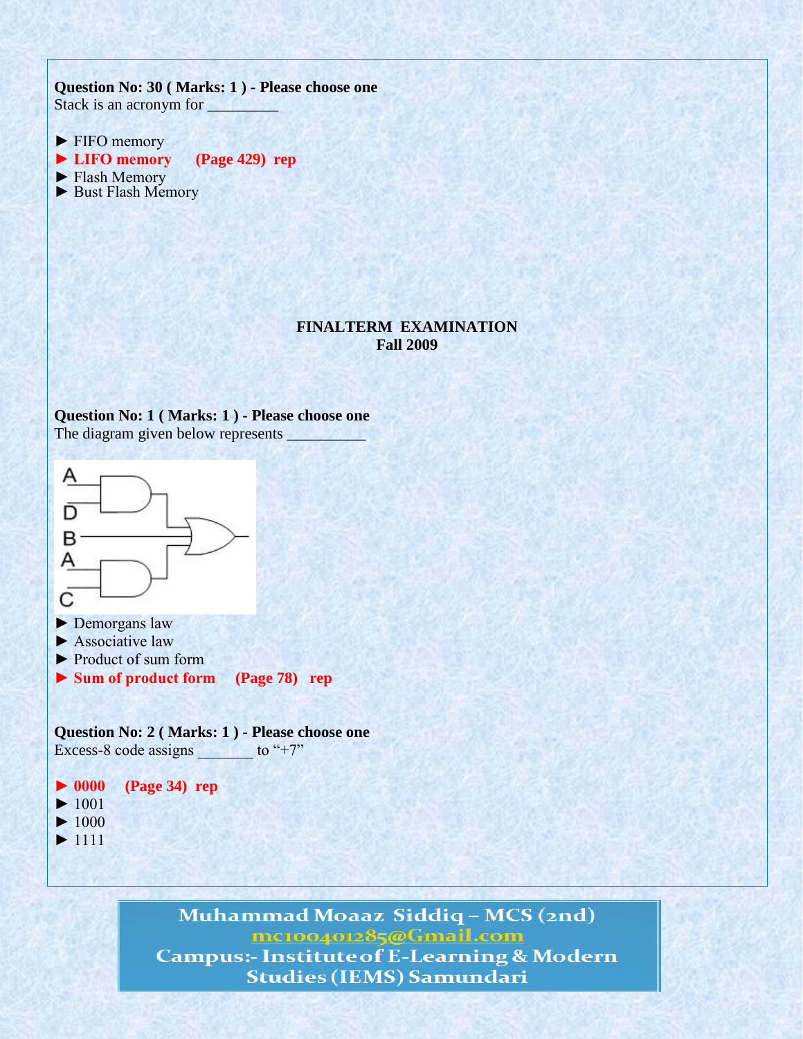**Question No: 30 ( Marks: 1 ) - Please choose one**
Stack is an acronym for _________

► FIFO memory
► **LIFO memory (Page 429) rep**
► Flash Memory
► Bust Flash Memory

**FINALTERM EXAMINATION**
**Fall 2009**

**Question No: 1 ( Marks: 1 ) - Please choose one**
The diagram given below represents __________

► Demorgans law
► Associative law
► Product of sum form
► **Sum of product form (Page 78) rep**

**Question No: 2 ( Marks: 1 ) - Please choose one**
Excess-8 code assigns _______ to "+7"

► **0000 (Page 34) rep**
► 1001
► 1000
► 1111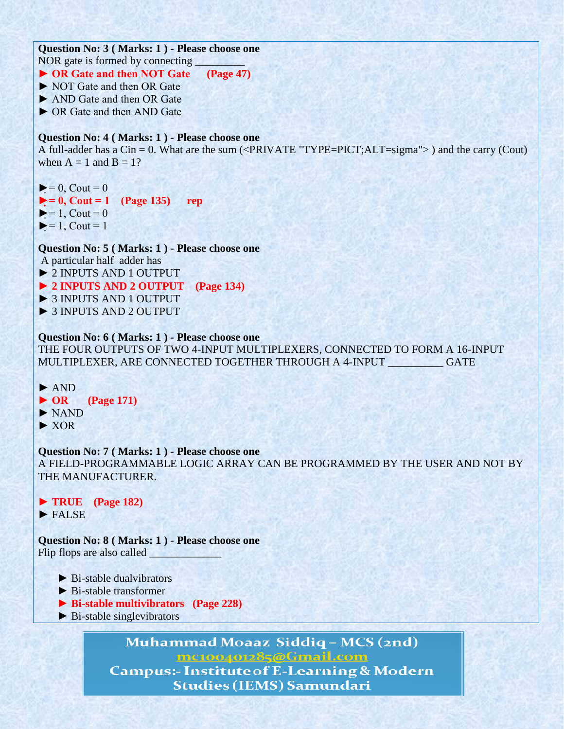**Question No: 3 ( Marks: 1 ) - Please choose one**

NOR gate is formed by connecting _________

► **OR Gate and then NOT Gate (Page 47)**

► NOT Gate and then OR Gate

► AND Gate and then OR Gate

► OR Gate and then AND Gate

**Question No: 4 ( Marks: 1 ) - Please choose one**

A full-adder has a Cin = 0. What are the sum (<PRIVATE "TYPE=PICT;ALT=sigma"> ) and the carry (Cout) when A = 1 and B = 1?

► = 0, Cout = 0

► **= 0, Cout = 1 (Page 135) rep**

► = 1, Cout = 0

► = 1, Cout = 1

**Question No: 5 ( Marks: 1 ) - Please choose one**

A particular half adder has

► 2 INPUTS AND 1 OUTPUT

► **2 INPUTS AND 2 OUTPUT (Page 134)**

► 3 INPUTS AND 1 OUTPUT

► 3 INPUTS AND 2 OUTPUT

**Question No: 6 ( Marks: 1 ) - Please choose one**

THE FOUR OUTPUTS OF TWO 4-INPUT MULTIPLEXERS, CONNECTED TO FORM A 16-INPUT MULTIPLEXER, ARE CONNECTED TOGETHER THROUGH A 4-INPUT __________ GATE

► AND

► **OR (Page 171)**

► NAND

► XOR

**Question No: 7 ( Marks: 1 ) - Please choose one**

A FIELD-PROGRAMMABLE LOGIC ARRAY CAN BE PROGRAMMED BY THE USER AND NOT BY THE MANUFACTURER.

► **TRUE (Page 182)**

► FALSE

**Question No: 8 ( Marks: 1 ) - Please choose one**

Flip flops are also called _____________

► Bi-stable dualvibrators

► Bi-stable transformer

► **Bi-stable multivibrators (Page 228)**

► Bi-stable singlevibrators

Muhammad Moaaz Siddiq – MCS (2nd)
mc100401285@Gmail.com
Campus:- Institute of E-Learning & Modern Studies (IEMS) Samundari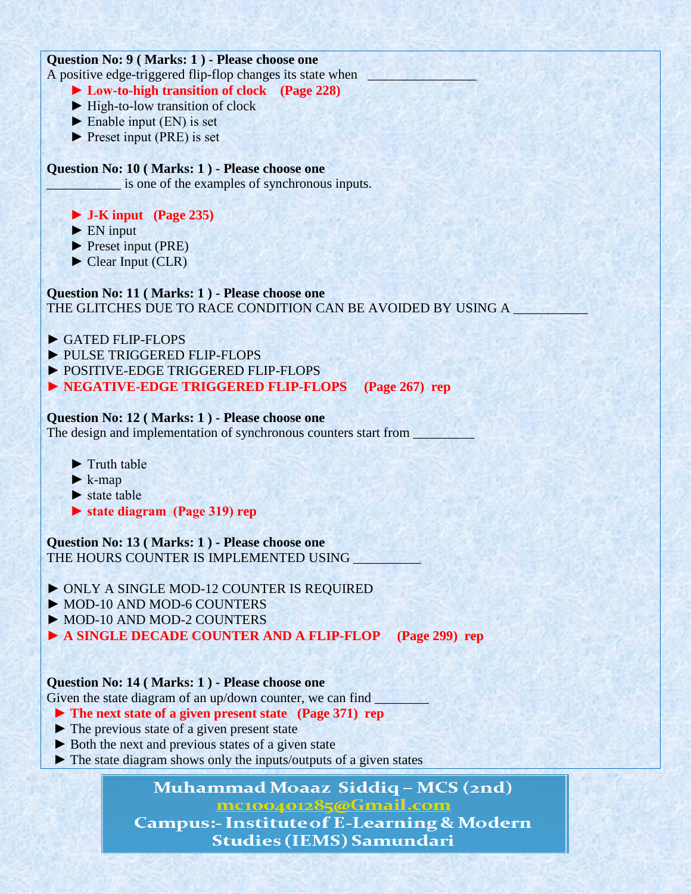**Question No: 9 ( Marks: 1 ) - Please choose one**
A positive edge-triggered flip-flop changes its state when ________________

- ► **Low-to-high transition of clock (Page 228)**
- ► High-to-low transition of clock
- ► Enable input (EN) is set
- ► Preset input (PRE) is set

**Question No: 10 ( Marks: 1 ) - Please choose one**
___________ is one of the examples of synchronous inputs.

- ► **J-K input (Page 235)**
- ► EN input
- ► Preset input (PRE)
- ► Clear Input (CLR)

**Question No: 11 ( Marks: 1 ) - Please choose one**
THE GLITCHES DUE TO RACE CONDITION CAN BE AVOIDED BY USING A ___________

- ► GATED FLIP-FLOPS
- ► PULSE TRIGGERED FLIP-FLOPS
- ► POSITIVE-EDGE TRIGGERED FLIP-FLOPS
- ► **NEGATIVE-EDGE TRIGGERED FLIP-FLOPS (Page 267) rep**

**Question No: 12 ( Marks: 1 ) - Please choose one**
The design and implementation of synchronous counters start from _________

- ► Truth table
- ► k-map
- ► state table
- ► **state diagram (Page 319) rep**

**Question No: 13 ( Marks: 1 ) - Please choose one**
THE HOURS COUNTER IS IMPLEMENTED USING __________

- ► ONLY A SINGLE MOD-12 COUNTER IS REQUIRED
- ► MOD-10 AND MOD-6 COUNTERS
- ► MOD-10 AND MOD-2 COUNTERS
- ► **A SINGLE DECADE COUNTER AND A FLIP-FLOP (Page 299) rep**

**Question No: 14 ( Marks: 1 ) - Please choose one**
Given the state diagram of an up/down counter, we can find ________

- ► **The next state of a given present state (Page 371) rep**
- ► The previous state of a given present state
- ► Both the next and previous states of a given state
- ► The state diagram shows only the inputs/outputs of a given states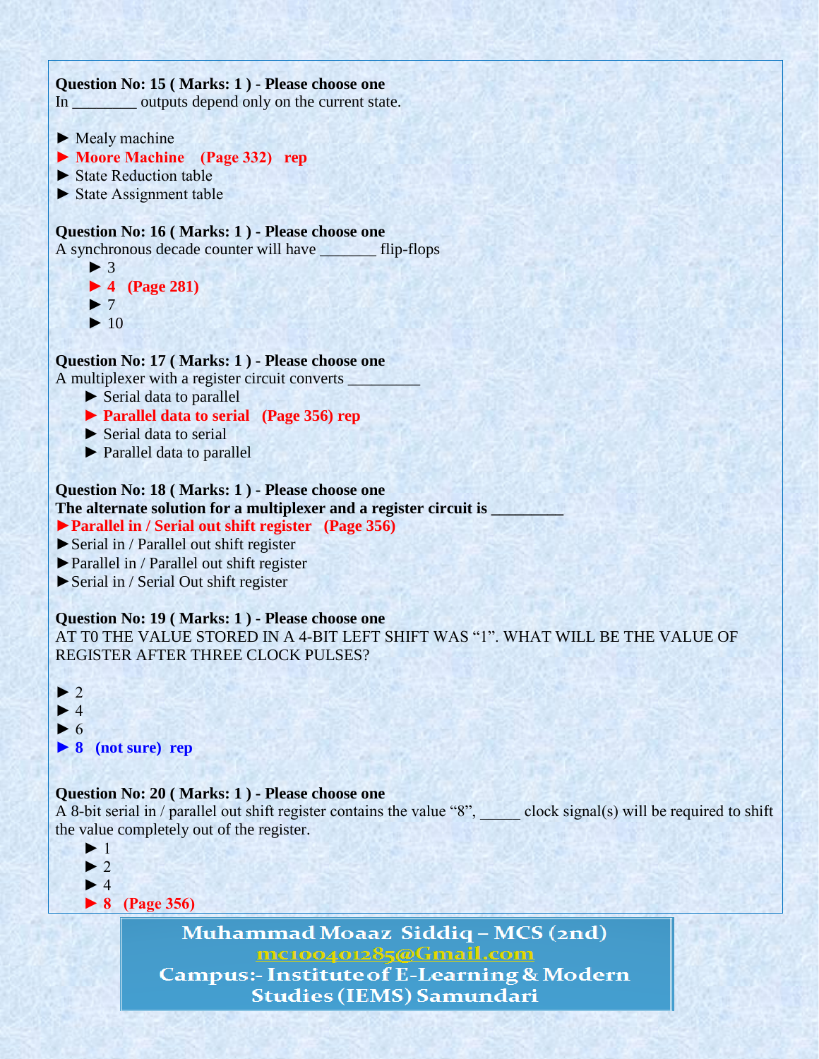**Question No: 15 ( Marks: 1 ) - Please choose one**
In ________ outputs depend only on the current state.

► Mealy machine
► **Moore Machine (Page 332) rep**
► State Reduction table
► State Assignment table

**Question No: 16 ( Marks: 1 ) - Please choose one**
A synchronous decade counter will have _______ flip-flops

► 3
► **4 (Page 281)**
► 7
► 10

**Question No: 17 ( Marks: 1 ) - Please choose one**
A multiplexer with a register circuit converts _________

► Serial data to parallel
► **Parallel data to serial (Page 356) rep**
► Serial data to serial
► Parallel data to parallel

**Question No: 18 ( Marks: 1 ) - Please choose one**
**The alternate solution for a multiplexer and a register circuit is _________**

►**Parallel in / Serial out shift register (Page 356)**
►Serial in / Parallel out shift register
►Parallel in / Parallel out shift register
►Serial in / Serial Out shift register

**Question No: 19 ( Marks: 1 ) - Please choose one**
AT T0 THE VALUE STORED IN A 4-BIT LEFT SHIFT WAS "1". WHAT WILL BE THE VALUE OF REGISTER AFTER THREE CLOCK PULSES?

► 2
► 4
► 6
► **8 (not sure) rep**

**Question No: 20 ( Marks: 1 ) - Please choose one**
A 8-bit serial in / parallel out shift register contains the value "8", _____ clock signal(s) will be required to shift the value completely out of the register.

► 1
► 2
► 4
► **8 (Page 356)**

Muhammad Moaaz Siddiq – MCS (2nd)
mc100401285@Gmail.com
Campus:- Institute of E-Learning & Modern Studies (IEMS) Samundari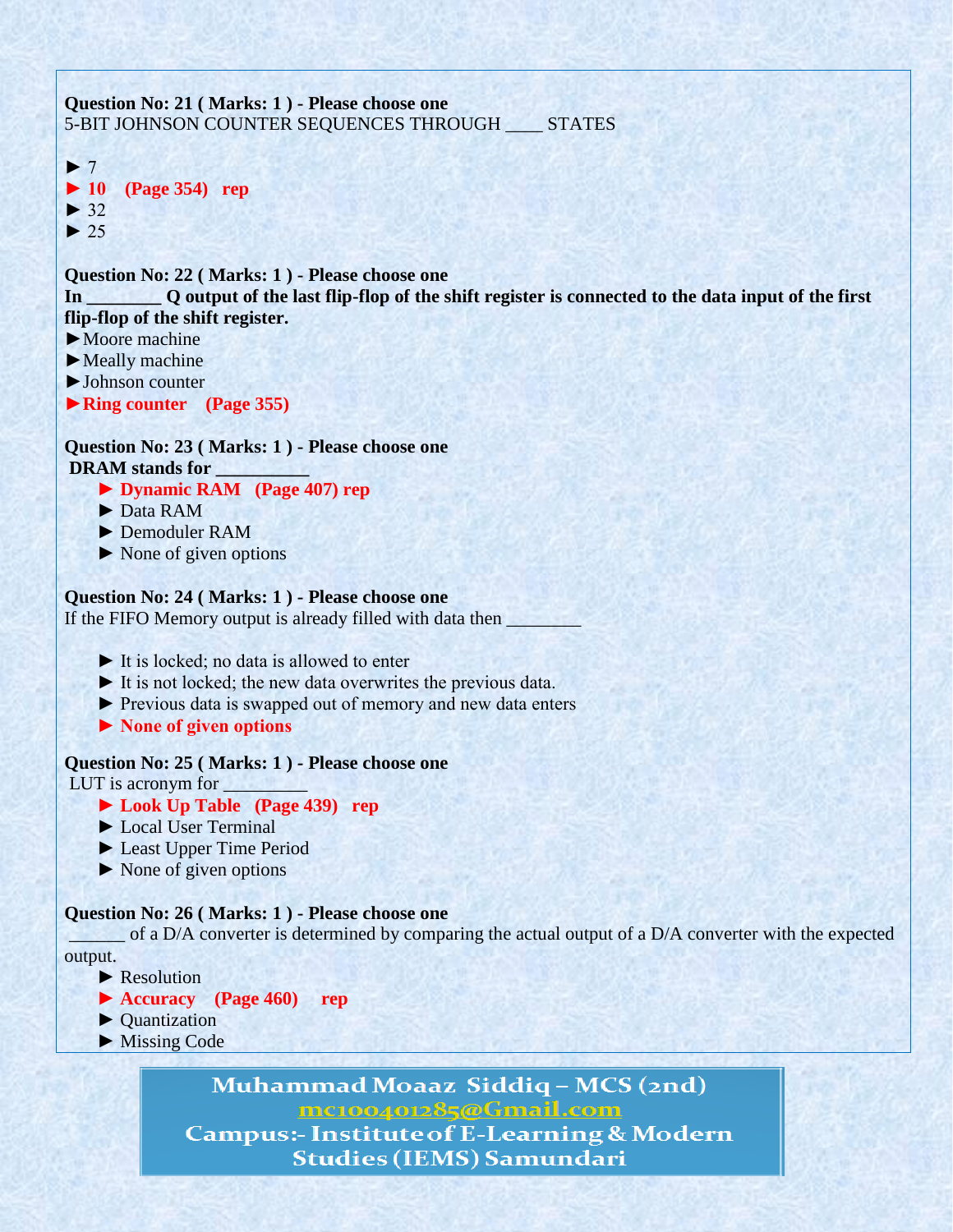**Question No: 21 ( Marks: 1 ) - Please choose one**
5-BIT JOHNSON COUNTER SEQUENCES THROUGH ____ STATES

► 7
► **10 (Page 354) rep**
► 32
► 25

**Question No: 22 ( Marks: 1 ) - Please choose one**
**In ________ Q output of the last flip-flop of the shift register is connected to the data input of the first flip-flop of the shift register.**

► Moore machine
► Mealy machine
► Johnson counter
► **Ring counter (Page 355)**

**Question No: 23 ( Marks: 1 ) - Please choose one**
**DRAM stands for __________**

► **Dynamic RAM (Page 407) rep**
► Data RAM
► Demoduler RAM
► None of given options

**Question No: 24 ( Marks: 1 ) - Please choose one**
If the FIFO Memory output is already filled with data then ________

► It is locked; no data is allowed to enter
► It is not locked; the new data overwrites the previous data.
► Previous data is swapped out of memory and new data enters
► **None of given options**

**Question No: 25 ( Marks: 1 ) - Please choose one**
LUT is acronym for _________

► **Look Up Table (Page 439) rep**
► Local User Terminal
► Least Upper Time Period
► None of given options

**Question No: 26 ( Marks: 1 ) - Please choose one**
______ of a D/A converter is determined by comparing the actual output of a D/A converter with the expected output.

► Resolution
► **Accuracy (Page 460) rep**
► Quantization
► Missing Code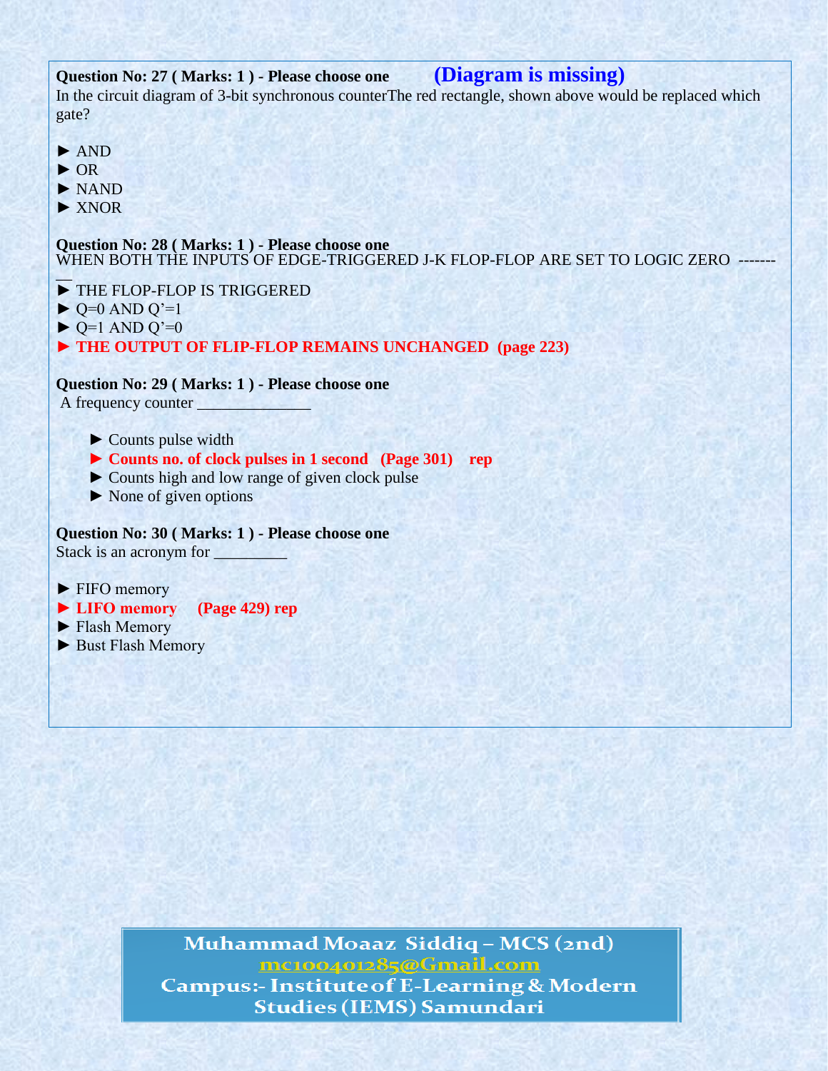**Question No: 27 ( Marks: 1 ) - Please choose one** **(Diagram is missing)**

In the circuit diagram of 3-bit synchronous counterThe red rectangle, shown above would be replaced which gate?

► AND
► OR
► NAND
► XNOR

**Question No: 28 ( Marks: 1 ) - Please choose one**

WHEN BOTH THE INPUTS OF EDGE-TRIGGERED J-K FLOP-FLOP ARE SET TO LOGIC ZERO --------

► THE FLOP-FLOP IS TRIGGERED
► Q=0 AND Q'=1
► Q=1 AND Q'=0
► **THE OUTPUT OF FLIP-FLOP REMAINS UNCHANGED (page 223)**

**Question No: 29 ( Marks: 1 ) - Please choose one**

A frequency counter ______________

► Counts pulse width
► **Counts no. of clock pulses in 1 second (Page 301) rep**
► Counts high and low range of given clock pulse
► None of given options

**Question No: 30 ( Marks: 1 ) - Please choose one**

Stack is an acronym for _________

► FIFO memory
► **LIFO memory (Page 429) rep**
► Flash Memory
► Bust Flash Memory

Muhammad Moaaz Siddiq – MCS (2nd)
mc100401285@Gmail.com
Campus:- Institute of E-Learning & Modern Studies (IEMS) Samundari